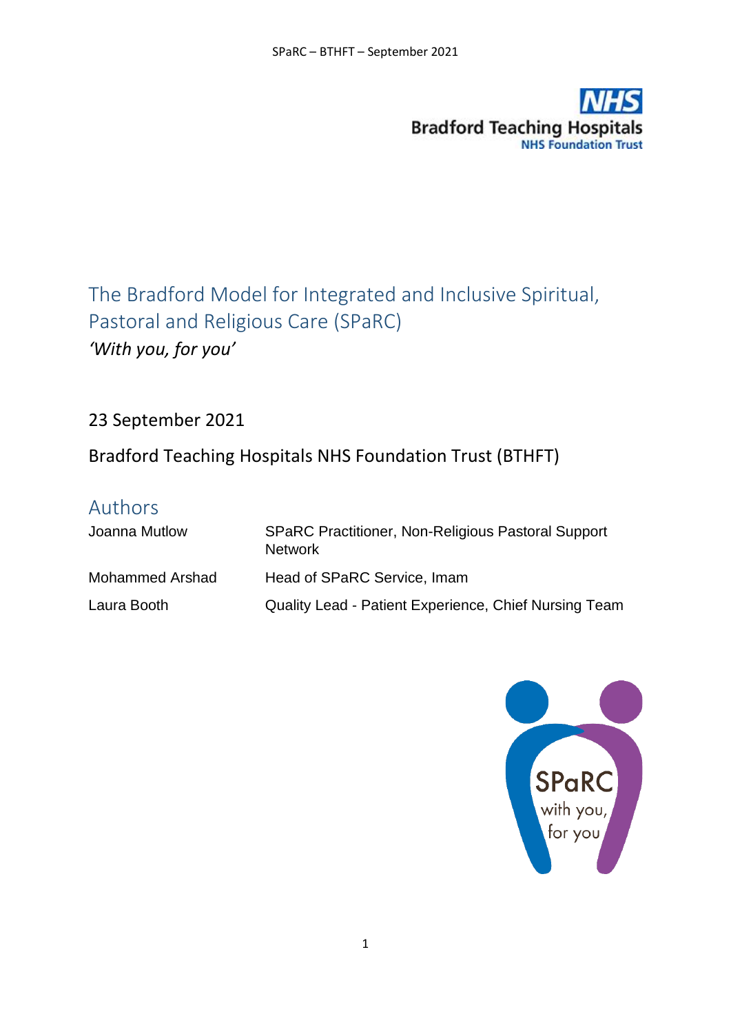# The Bradford Model for Integrated and Inclusive Spiritual, Pastoral and Religious Care (SPaRC)

*'With you, for you'*

23 September 2021

Bradford Teaching Hospitals NHS Foundation Trust (BTHFT)

## Authors

| | |
|---|---|
| Joanna Mutlow | SPaRC Practitioner, Non-Religious Pastoral Support Network |
| Mohammed Arshad | Head of SPaRC Service, Imam |
| Laura Booth | Quality Lead - Patient Experience, Chief Nursing Team |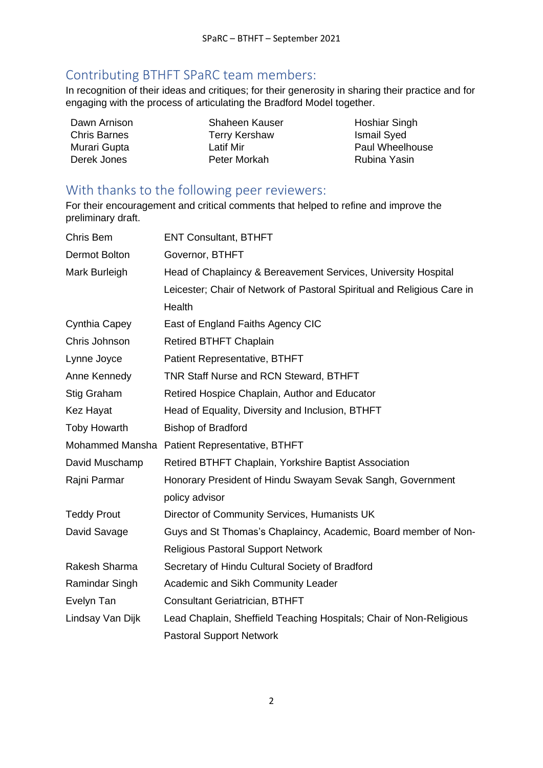## Contributing BTHFT SPaRC team members:

In recognition of their ideas and critiques; for their generosity in sharing their practice and for engaging with the process of articulating the Bradford Model together.

| | | |
|---|---|---|
| Dawn Arnison | Shaheen Kauser | Hoshiar Singh |
| Chris Barnes | Terry Kershaw | Ismail Syed |
| Murari Gupta | Latif Mir | Paul Wheelhouse |
| Derek Jones | Peter Morkah | Rubina Yasin |

## With thanks to the following peer reviewers:

For their encouragement and critical comments that helped to refine and improve the preliminary draft.

| | |
|---|---|
| Chris Bem | ENT Consultant, BTHFT |
| Dermot Bolton | Governor, BTHFT |
| Mark Burleigh | Head of Chaplaincy & Bereavement Services, University Hospital Leicester; Chair of Network of Pastoral Spiritual and Religious Care in Health |
| Cynthia Capey | East of England Faiths Agency CIC |
| Chris Johnson | Retired BTHFT Chaplain |
| Lynne Joyce | Patient Representative, BTHFT |
| Anne Kennedy | TNR Staff Nurse and RCN Steward, BTHFT |
| Stig Graham | Retired Hospice Chaplain, Author and Educator |
| Kez Hayat | Head of Equality, Diversity and Inclusion, BTHFT |
| Toby Howarth | Bishop of Bradford |
| Mohammed Mansha | Patient Representative, BTHFT |
| David Muschamp | Retired BTHFT Chaplain, Yorkshire Baptist Association |
| Rajni Parmar | Honorary President of Hindu Swayam Sevak Sangh, Government policy advisor |
| Teddy Prout | Director of Community Services, Humanists UK |
| David Savage | Guys and St Thomas's Chaplaincy, Academic, Board member of Non-Religious Pastoral Support Network |
| Rakesh Sharma | Secretary of Hindu Cultural Society of Bradford |
| Ramindar Singh | Academic and Sikh Community Leader |
| Evelyn Tan | Consultant Geriatrician, BTHFT |
| Lindsay Van Dijk | Lead Chaplain, Sheffield Teaching Hospitals; Chair of Non-Religious Pastoral Support Network |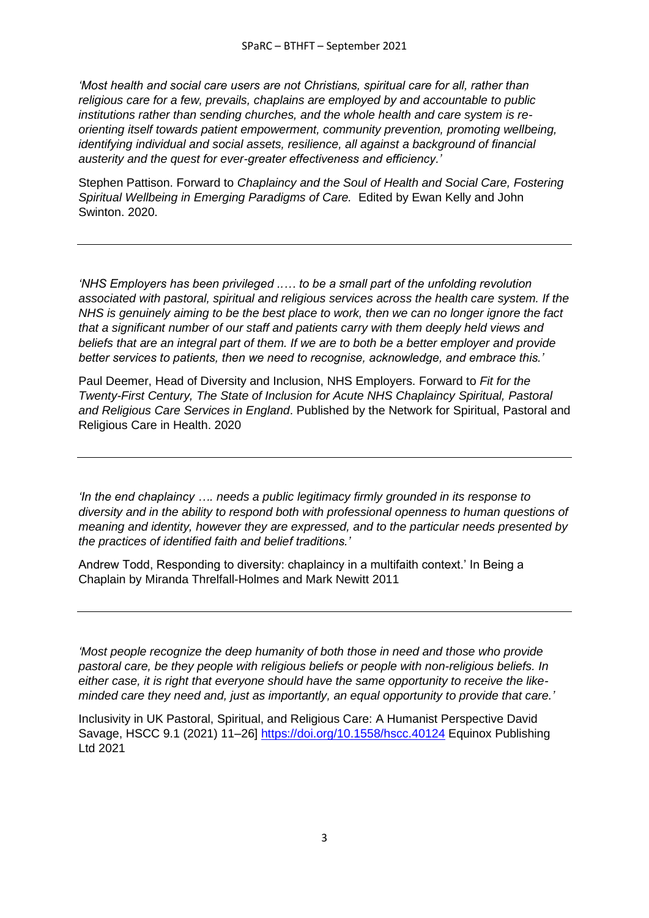*'Most health and social care users are not Christians, spiritual care for all, rather than religious care for a few, prevails, chaplains are employed by and accountable to public institutions rather than sending churches, and the whole health and care system is re-orienting itself towards patient empowerment, community prevention, promoting wellbeing, identifying individual and social assets, resilience, all against a background of financial austerity and the quest for ever-greater effectiveness and efficiency.'*

Stephen Pattison. Forward to *Chaplaincy and the Soul of Health and Social Care, Fostering Spiritual Wellbeing in Emerging Paradigms of Care.* Edited by Ewan Kelly and John Swinton. 2020.

---

*'NHS Employers has been privileged ..… to be a small part of the unfolding revolution associated with pastoral, spiritual and religious services across the health care system. If the NHS is genuinely aiming to be the best place to work, then we can no longer ignore the fact that a significant number of our staff and patients carry with them deeply held views and beliefs that are an integral part of them. If we are to both be a better employer and provide better services to patients, then we need to recognise, acknowledge, and embrace this.'*

Paul Deemer, Head of Diversity and Inclusion, NHS Employers. Forward to *Fit for the Twenty-First Century, The State of Inclusion for Acute NHS Chaplaincy Spiritual, Pastoral and Religious Care Services in England*. Published by the Network for Spiritual, Pastoral and Religious Care in Health. 2020

---

*'In the end chaplaincy …. needs a public legitimacy firmly grounded in its response to diversity and in the ability to respond both with professional openness to human questions of meaning and identity, however they are expressed, and to the particular needs presented by the practices of identified faith and belief traditions.'*

Andrew Todd, Responding to diversity: chaplaincy in a multifaith context.' In Being a Chaplain by Miranda Threlfall-Holmes and Mark Newitt 2011

---

*'Most people recognize the deep humanity of both those in need and those who provide pastoral care, be they people with religious beliefs or people with non-religious beliefs. In either case, it is right that everyone should have the same opportunity to receive the like-minded care they need and, just as importantly, an equal opportunity to provide that care.'*

Inclusivity in UK Pastoral, Spiritual, and Religious Care: A Humanist Perspective David Savage, HSCC 9.1 (2021) 11–26] https://doi.org/10.1558/hscc.40124 Equinox Publishing Ltd 2021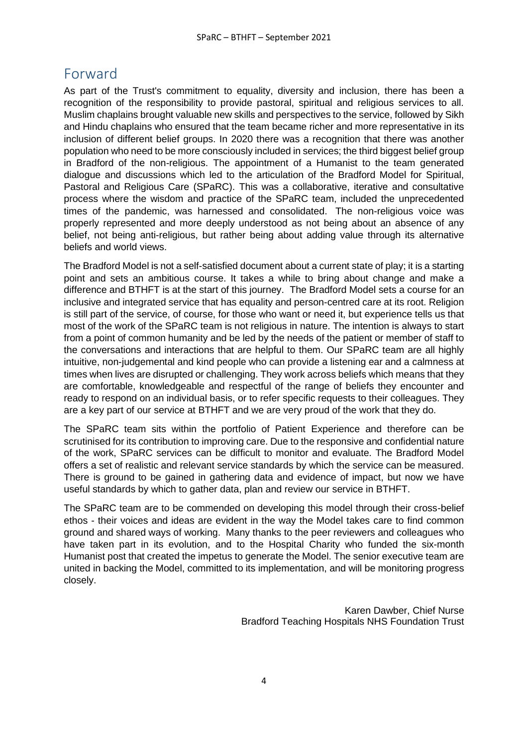# Forward

As part of the Trust's commitment to equality, diversity and inclusion, there has been a recognition of the responsibility to provide pastoral, spiritual and religious services to all. Muslim chaplains brought valuable new skills and perspectives to the service, followed by Sikh and Hindu chaplains who ensured that the team became richer and more representative in its inclusion of different belief groups. In 2020 there was a recognition that there was another population who need to be more consciously included in services; the third biggest belief group in Bradford of the non-religious. The appointment of a Humanist to the team generated dialogue and discussions which led to the articulation of the Bradford Model for Spiritual, Pastoral and Religious Care (SPaRC). This was a collaborative, iterative and consultative process where the wisdom and practice of the SPaRC team, included the unprecedented times of the pandemic, was harnessed and consolidated. The non-religious voice was properly represented and more deeply understood as not being about an absence of any belief, not being anti-religious, but rather being about adding value through its alternative beliefs and world views.

The Bradford Model is not a self-satisfied document about a current state of play; it is a starting point and sets an ambitious course. It takes a while to bring about change and make a difference and BTHFT is at the start of this journey. The Bradford Model sets a course for an inclusive and integrated service that has equality and person-centred care at its root. Religion is still part of the service, of course, for those who want or need it, but experience tells us that most of the work of the SPaRC team is not religious in nature. The intention is always to start from a point of common humanity and be led by the needs of the patient or member of staff to the conversations and interactions that are helpful to them. Our SPaRC team are all highly intuitive, non-judgemental and kind people who can provide a listening ear and a calmness at times when lives are disrupted or challenging. They work across beliefs which means that they are comfortable, knowledgeable and respectful of the range of beliefs they encounter and ready to respond on an individual basis, or to refer specific requests to their colleagues. They are a key part of our service at BTHFT and we are very proud of the work that they do.

The SPaRC team sits within the portfolio of Patient Experience and therefore can be scrutinised for its contribution to improving care. Due to the responsive and confidential nature of the work, SPaRC services can be difficult to monitor and evaluate. The Bradford Model offers a set of realistic and relevant service standards by which the service can be measured. There is ground to be gained in gathering data and evidence of impact, but now we have useful standards by which to gather data, plan and review our service in BTHFT.

The SPaRC team are to be commended on developing this model through their cross-belief ethos - their voices and ideas are evident in the way the Model takes care to find common ground and shared ways of working. Many thanks to the peer reviewers and colleagues who have taken part in its evolution, and to the Hospital Charity who funded the six-month Humanist post that created the impetus to generate the Model. The senior executive team are united in backing the Model, committed to its implementation, and will be monitoring progress closely.

Karen Dawber, Chief Nurse
Bradford Teaching Hospitals NHS Foundation Trust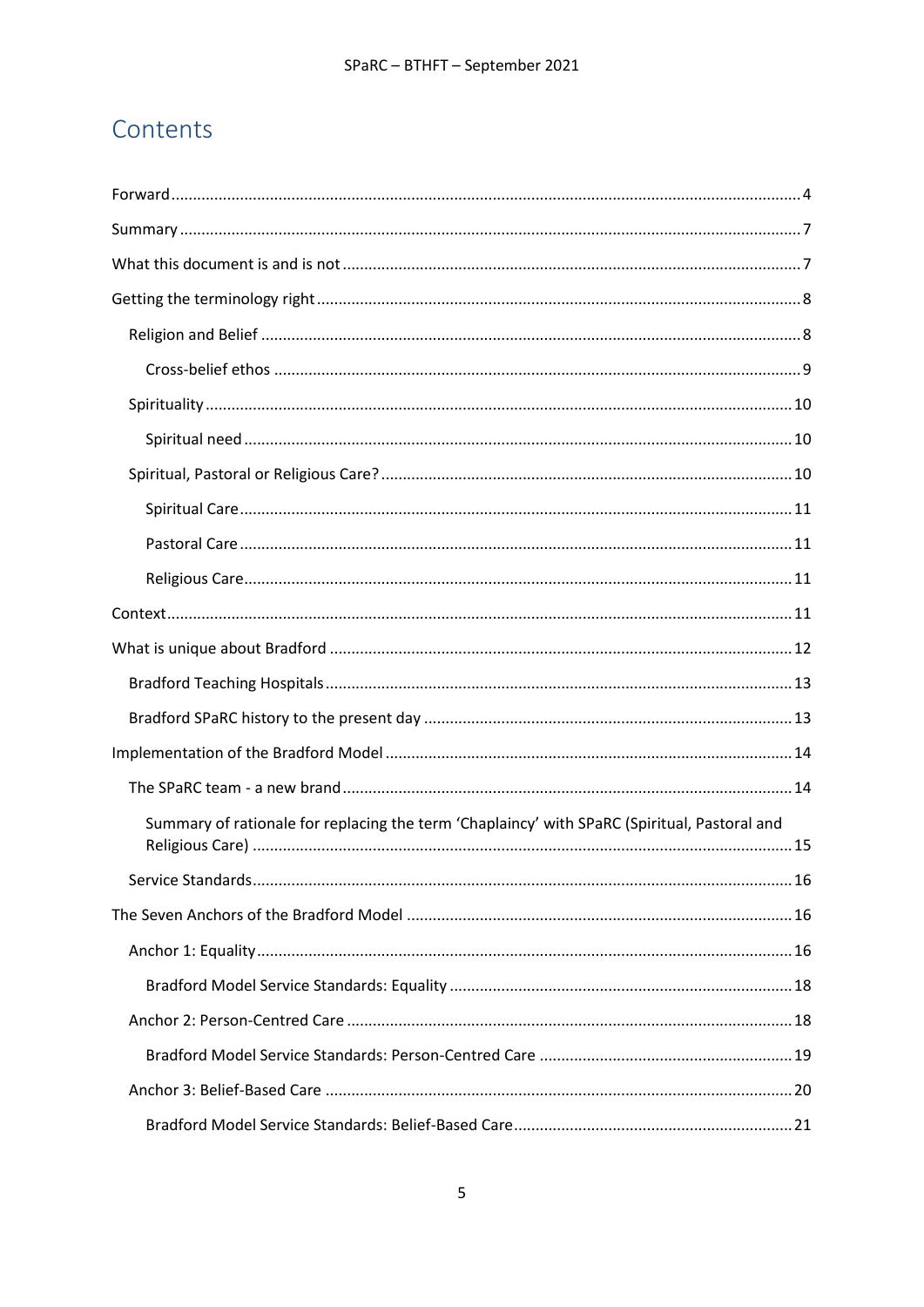# Contents

Forward .......... 4

Summary .......... 7

What this document is and is not .......... 7

Getting the terminology right .......... 8

- Religion and Belief .......... 8
  - Cross-belief ethos .......... 9
- Spirituality .......... 10
  - Spiritual need .......... 10
- Spiritual, Pastoral or Religious Care? .......... 10
  - Spiritual Care .......... 11
  - Pastoral Care .......... 11
  - Religious Care .......... 11

Context .......... 11

What is unique about Bradford .......... 12

- Bradford Teaching Hospitals .......... 13
- Bradford SPaRC history to the present day .......... 13

Implementation of the Bradford Model .......... 14

- The SPaRC team - a new brand .......... 14
  - Summary of rationale for replacing the term 'Chaplaincy' with SPaRC (Spiritual, Pastoral and Religious Care) .......... 15
- Service Standards .......... 16

The Seven Anchors of the Bradford Model .......... 16

- Anchor 1: Equality .......... 16
  - Bradford Model Service Standards: Equality .......... 18
- Anchor 2: Person-Centred Care .......... 18
  - Bradford Model Service Standards: Person-Centred Care .......... 19
- Anchor 3: Belief-Based Care .......... 20
  - Bradford Model Service Standards: Belief-Based Care .......... 21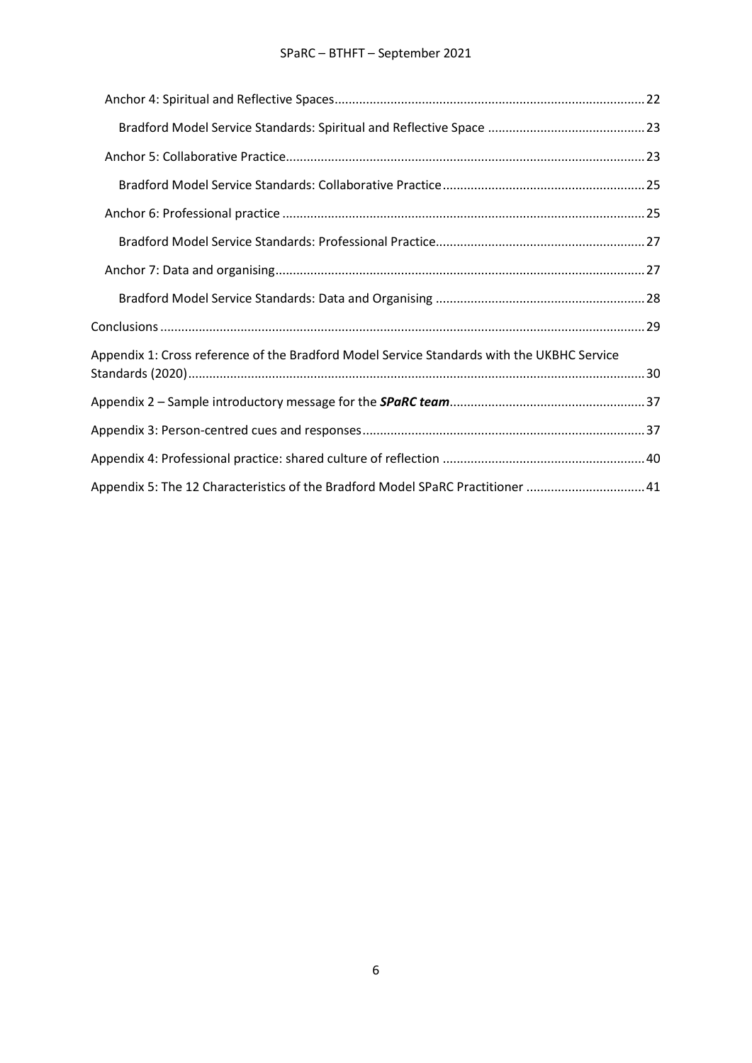Anchor 4: Spiritual and Reflective Spaces ........................................................................................ 22

Bradford Model Service Standards: Spiritual and Reflective Space ............................................ 23

Anchor 5: Collaborative Practice ...................................................................................................... 23

Bradford Model Service Standards: Collaborative Practice ......................................................... 25

Anchor 6: Professional practice ....................................................................................................... 25

Bradford Model Service Standards: Professional Practice ........................................................... 27

Anchor 7: Data and organising ......................................................................................................... 27

Bradford Model Service Standards: Data and Organising ........................................................... 28

Conclusions ......................................................................................................................................... 29

Appendix 1: Cross reference of the Bradford Model Service Standards with the UKBHC Service Standards (2020) ................................................................................................................................. 30

Appendix 2 – Sample introductory message for the ***SPaRC team*** ........................................................ 37

Appendix 3: Person-centred cues and responses ................................................................................ 37

Appendix 4: Professional practice: shared culture of reflection ......................................................... 40

Appendix 5: The 12 Characteristics of the Bradford Model SPaRC Practitioner ................................. 41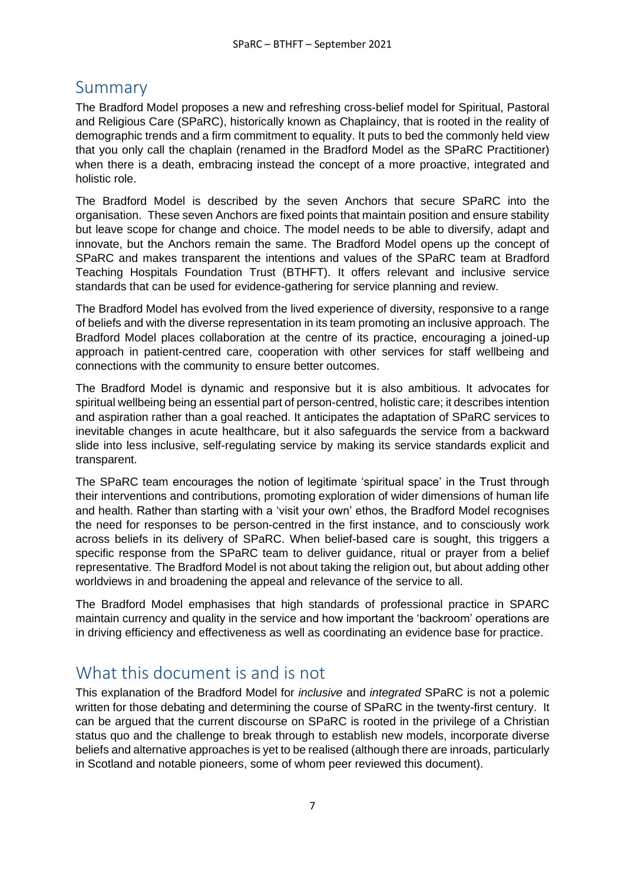## Summary

The Bradford Model proposes a new and refreshing cross-belief model for Spiritual, Pastoral and Religious Care (SPaRC), historically known as Chaplaincy, that is rooted in the reality of demographic trends and a firm commitment to equality. It puts to bed the commonly held view that you only call the chaplain (renamed in the Bradford Model as the SPaRC Practitioner) when there is a death, embracing instead the concept of a more proactive, integrated and holistic role.

The Bradford Model is described by the seven Anchors that secure SPaRC into the organisation. These seven Anchors are fixed points that maintain position and ensure stability but leave scope for change and choice. The model needs to be able to diversify, adapt and innovate, but the Anchors remain the same. The Bradford Model opens up the concept of SPaRC and makes transparent the intentions and values of the SPaRC team at Bradford Teaching Hospitals Foundation Trust (BTHFT). It offers relevant and inclusive service standards that can be used for evidence-gathering for service planning and review.

The Bradford Model has evolved from the lived experience of diversity, responsive to a range of beliefs and with the diverse representation in its team promoting an inclusive approach. The Bradford Model places collaboration at the centre of its practice, encouraging a joined-up approach in patient-centred care, cooperation with other services for staff wellbeing and connections with the community to ensure better outcomes.

The Bradford Model is dynamic and responsive but it is also ambitious. It advocates for spiritual wellbeing being an essential part of person-centred, holistic care; it describes intention and aspiration rather than a goal reached. It anticipates the adaptation of SPaRC services to inevitable changes in acute healthcare, but it also safeguards the service from a backward slide into less inclusive, self-regulating service by making its service standards explicit and transparent.

The SPaRC team encourages the notion of legitimate 'spiritual space' in the Trust through their interventions and contributions, promoting exploration of wider dimensions of human life and health. Rather than starting with a 'visit your own' ethos, the Bradford Model recognises the need for responses to be person-centred in the first instance, and to consciously work across beliefs in its delivery of SPaRC. When belief-based care is sought, this triggers a specific response from the SPaRC team to deliver guidance, ritual or prayer from a belief representative. The Bradford Model is not about taking the religion out, but about adding other worldviews in and broadening the appeal and relevance of the service to all.

The Bradford Model emphasises that high standards of professional practice in SPARC maintain currency and quality in the service and how important the 'backroom' operations are in driving efficiency and effectiveness as well as coordinating an evidence base for practice.

## What this document is and is not

This explanation of the Bradford Model for *inclusive* and *integrated* SPaRC is not a polemic written for those debating and determining the course of SPaRC in the twenty-first century. It can be argued that the current discourse on SPaRC is rooted in the privilege of a Christian status quo and the challenge to break through to establish new models, incorporate diverse beliefs and alternative approaches is yet to be realised (although there are inroads, particularly in Scotland and notable pioneers, some of whom peer reviewed this document).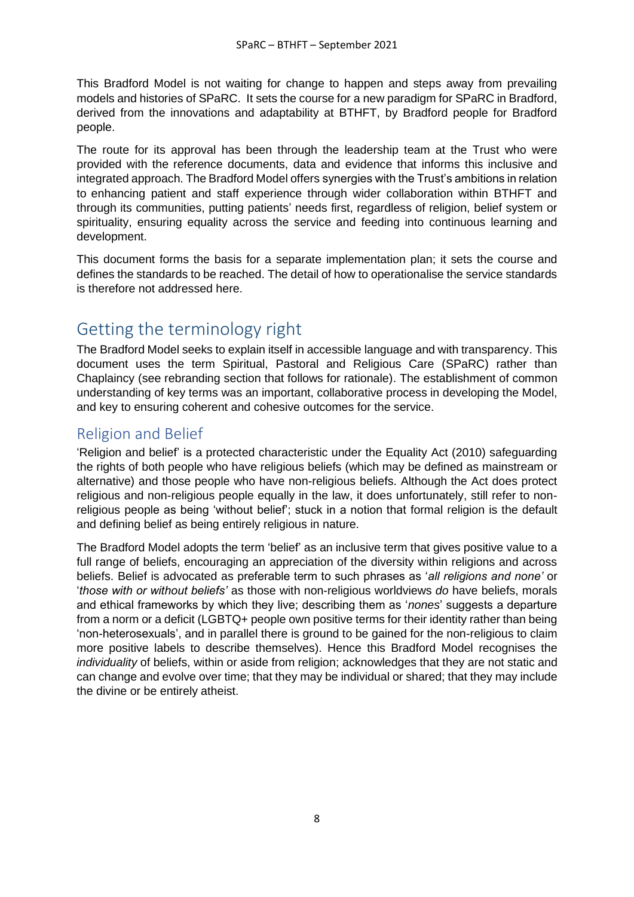This Bradford Model is not waiting for change to happen and steps away from prevailing models and histories of SPaRC. It sets the course for a new paradigm for SPaRC in Bradford, derived from the innovations and adaptability at BTHFT, by Bradford people for Bradford people.

The route for its approval has been through the leadership team at the Trust who were provided with the reference documents, data and evidence that informs this inclusive and integrated approach. The Bradford Model offers synergies with the Trust's ambitions in relation to enhancing patient and staff experience through wider collaboration within BTHFT and through its communities, putting patients' needs first, regardless of religion, belief system or spirituality, ensuring equality across the service and feeding into continuous learning and development.

This document forms the basis for a separate implementation plan; it sets the course and defines the standards to be reached. The detail of how to operationalise the service standards is therefore not addressed here.

# Getting the terminology right

The Bradford Model seeks to explain itself in accessible language and with transparency. This document uses the term Spiritual, Pastoral and Religious Care (SPaRC) rather than Chaplaincy (see rebranding section that follows for rationale). The establishment of common understanding of key terms was an important, collaborative process in developing the Model, and key to ensuring coherent and cohesive outcomes for the service.

## Religion and Belief

'Religion and belief' is a protected characteristic under the Equality Act (2010) safeguarding the rights of both people who have religious beliefs (which may be defined as mainstream or alternative) and those people who have non-religious beliefs. Although the Act does protect religious and non-religious people equally in the law, it does unfortunately, still refer to non-religious people as being 'without belief'; stuck in a notion that formal religion is the default and defining belief as being entirely religious in nature.

The Bradford Model adopts the term 'belief' as an inclusive term that gives positive value to a full range of beliefs, encouraging an appreciation of the diversity within religions and across beliefs. Belief is advocated as preferable term to such phrases as '*all religions and none'* or '*those with or without beliefs'* as those with non-religious worldviews *do* have beliefs, morals and ethical frameworks by which they live; describing them as '*nones*' suggests a departure from a norm or a deficit (LGBTQ+ people own positive terms for their identity rather than being 'non-heterosexuals', and in parallel there is ground to be gained for the non-religious to claim more positive labels to describe themselves). Hence this Bradford Model recognises the *individuality* of beliefs, within or aside from religion; acknowledges that they are not static and can change and evolve over time; that they may be individual or shared; that they may include the divine or be entirely atheist.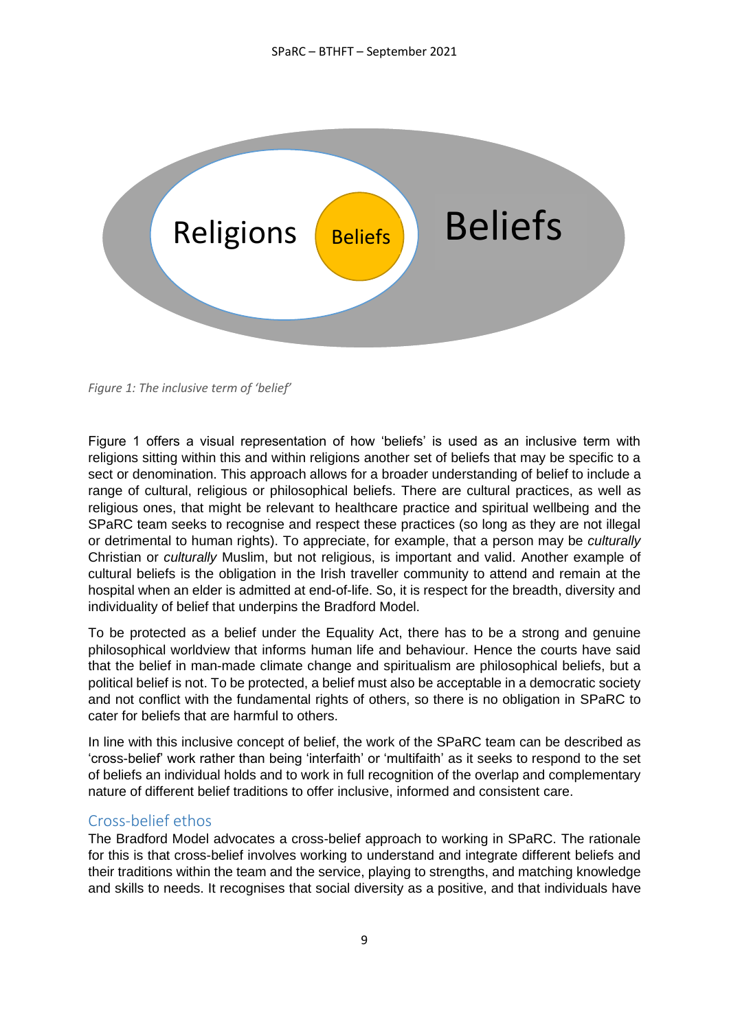Religions Beliefs Beliefs

*Figure 1: The inclusive term of 'belief'*

Figure 1 offers a visual representation of how 'beliefs' is used as an inclusive term with religions sitting within this and within religions another set of beliefs that may be specific to a sect or denomination. This approach allows for a broader understanding of belief to include a range of cultural, religious or philosophical beliefs. There are cultural practices, as well as religious ones, that might be relevant to healthcare practice and spiritual wellbeing and the SPaRC team seeks to recognise and respect these practices (so long as they are not illegal or detrimental to human rights). To appreciate, for example, that a person may be *culturally* Christian or *culturally* Muslim, but not religious, is important and valid. Another example of cultural beliefs is the obligation in the Irish traveller community to attend and remain at the hospital when an elder is admitted at end-of-life. So, it is respect for the breadth, diversity and individuality of belief that underpins the Bradford Model.

To be protected as a belief under the Equality Act, there has to be a strong and genuine philosophical worldview that informs human life and behaviour. Hence the courts have said that the belief in man-made climate change and spiritualism are philosophical beliefs, but a political belief is not. To be protected, a belief must also be acceptable in a democratic society and not conflict with the fundamental rights of others, so there is no obligation in SPaRC to cater for beliefs that are harmful to others.

In line with this inclusive concept of belief, the work of the SPaRC team can be described as 'cross-belief' work rather than being 'interfaith' or 'multifaith' as it seeks to respond to the set of beliefs an individual holds and to work in full recognition of the overlap and complementary nature of different belief traditions to offer inclusive, informed and consistent care.

## Cross-belief ethos

The Bradford Model advocates a cross-belief approach to working in SPaRC. The rationale for this is that cross-belief involves working to understand and integrate different beliefs and their traditions within the team and the service, playing to strengths, and matching knowledge and skills to needs. It recognises that social diversity as a positive, and that individuals have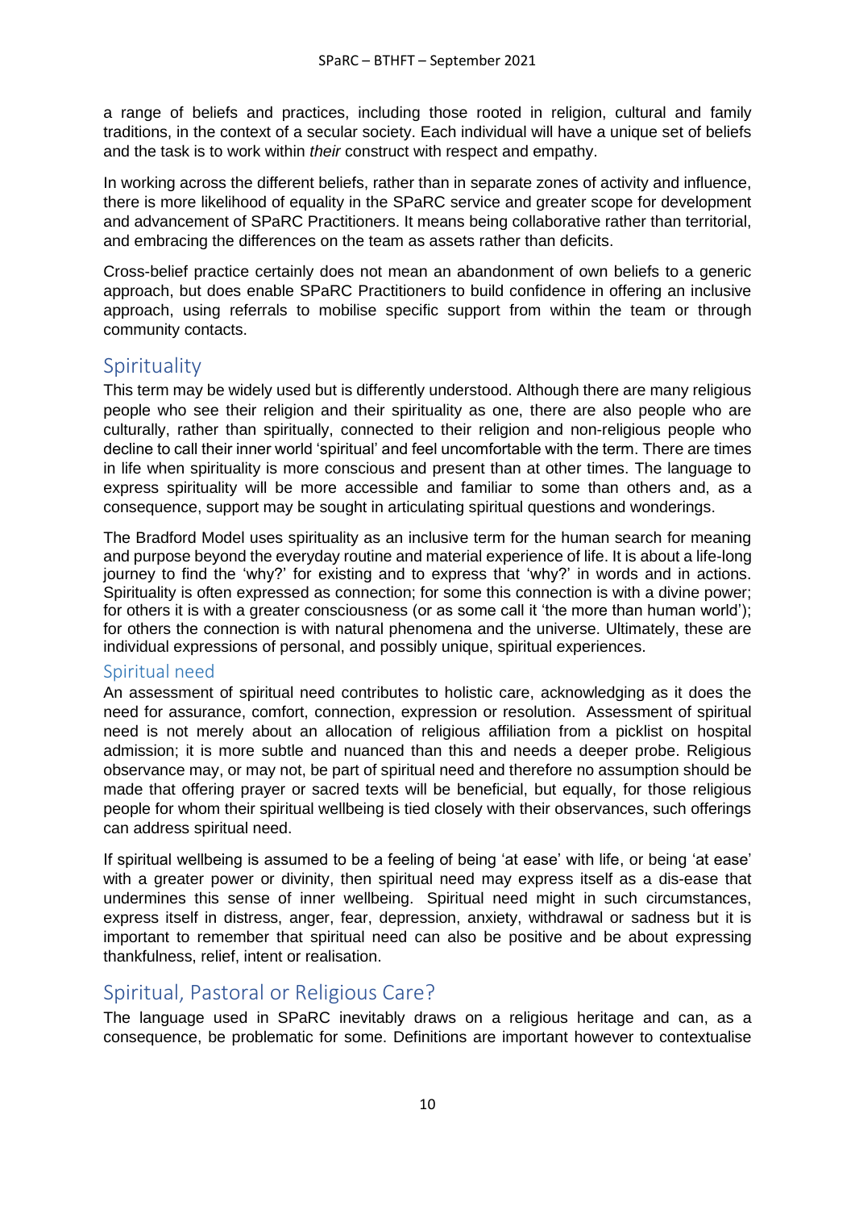a range of beliefs and practices, including those rooted in religion, cultural and family traditions, in the context of a secular society. Each individual will have a unique set of beliefs and the task is to work within *their* construct with respect and empathy.

In working across the different beliefs, rather than in separate zones of activity and influence, there is more likelihood of equality in the SPaRC service and greater scope for development and advancement of SPaRC Practitioners. It means being collaborative rather than territorial, and embracing the differences on the team as assets rather than deficits.

Cross-belief practice certainly does not mean an abandonment of own beliefs to a generic approach, but does enable SPaRC Practitioners to build confidence in offering an inclusive approach, using referrals to mobilise specific support from within the team or through community contacts.

## Spirituality

This term may be widely used but is differently understood. Although there are many religious people who see their religion and their spirituality as one, there are also people who are culturally, rather than spiritually, connected to their religion and non-religious people who decline to call their inner world 'spiritual' and feel uncomfortable with the term. There are times in life when spirituality is more conscious and present than at other times. The language to express spirituality will be more accessible and familiar to some than others and, as a consequence, support may be sought in articulating spiritual questions and wonderings.

The Bradford Model uses spirituality as an inclusive term for the human search for meaning and purpose beyond the everyday routine and material experience of life. It is about a life-long journey to find the 'why?' for existing and to express that 'why?' in words and in actions. Spirituality is often expressed as connection; for some this connection is with a divine power; for others it is with a greater consciousness (or as some call it 'the more than human world'); for others the connection is with natural phenomena and the universe. Ultimately, these are individual expressions of personal, and possibly unique, spiritual experiences.

### Spiritual need

An assessment of spiritual need contributes to holistic care, acknowledging as it does the need for assurance, comfort, connection, expression or resolution. Assessment of spiritual need is not merely about an allocation of religious affiliation from a picklist on hospital admission; it is more subtle and nuanced than this and needs a deeper probe. Religious observance may, or may not, be part of spiritual need and therefore no assumption should be made that offering prayer or sacred texts will be beneficial, but equally, for those religious people for whom their spiritual wellbeing is tied closely with their observances, such offerings can address spiritual need.

If spiritual wellbeing is assumed to be a feeling of being 'at ease' with life, or being 'at ease' with a greater power or divinity, then spiritual need may express itself as a dis-ease that undermines this sense of inner wellbeing. Spiritual need might in such circumstances, express itself in distress, anger, fear, depression, anxiety, withdrawal or sadness but it is important to remember that spiritual need can also be positive and be about expressing thankfulness, relief, intent or realisation.

## Spiritual, Pastoral or Religious Care?

The language used in SPaRC inevitably draws on a religious heritage and can, as a consequence, be problematic for some. Definitions are important however to contextualise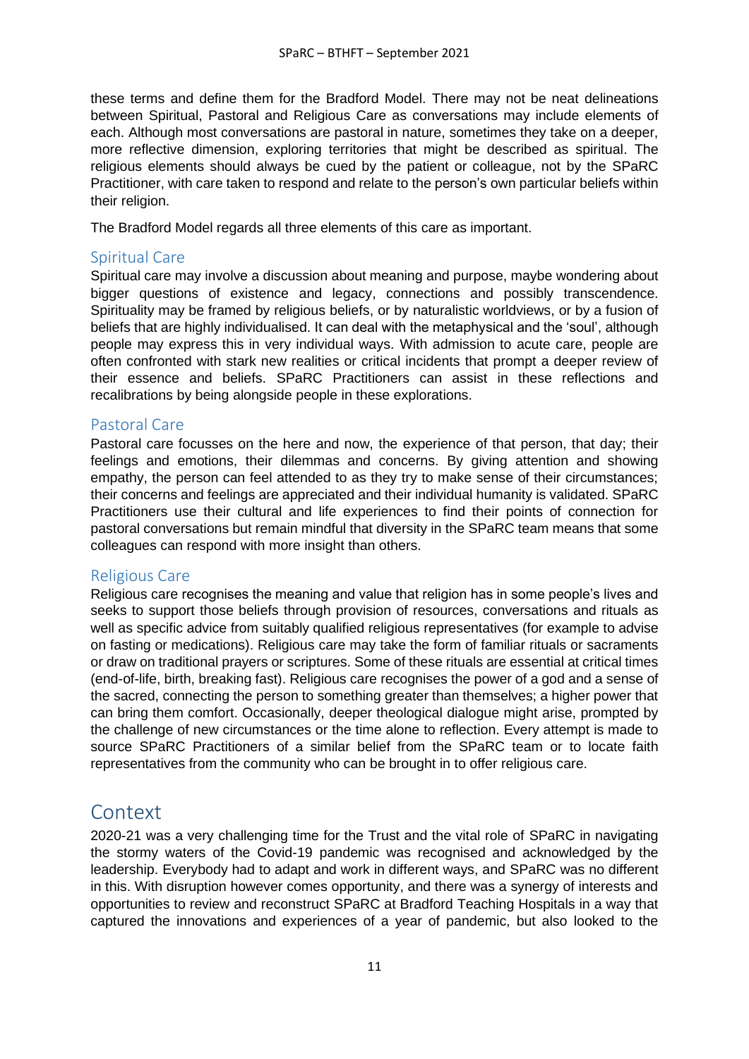these terms and define them for the Bradford Model. There may not be neat delineations between Spiritual, Pastoral and Religious Care as conversations may include elements of each. Although most conversations are pastoral in nature, sometimes they take on a deeper, more reflective dimension, exploring territories that might be described as spiritual. The religious elements should always be cued by the patient or colleague, not by the SPaRC Practitioner, with care taken to respond and relate to the person's own particular beliefs within their religion.

The Bradford Model regards all three elements of this care as important.

### Spiritual Care

Spiritual care may involve a discussion about meaning and purpose, maybe wondering about bigger questions of existence and legacy, connections and possibly transcendence. Spirituality may be framed by religious beliefs, or by naturalistic worldviews, or by a fusion of beliefs that are highly individualised. It can deal with the metaphysical and the 'soul', although people may express this in very individual ways. With admission to acute care, people are often confronted with stark new realities or critical incidents that prompt a deeper review of their essence and beliefs. SPaRC Practitioners can assist in these reflections and recalibrations by being alongside people in these explorations.

### Pastoral Care

Pastoral care focusses on the here and now, the experience of that person, that day; their feelings and emotions, their dilemmas and concerns. By giving attention and showing empathy, the person can feel attended to as they try to make sense of their circumstances; their concerns and feelings are appreciated and their individual humanity is validated. SPaRC Practitioners use their cultural and life experiences to find their points of connection for pastoral conversations but remain mindful that diversity in the SPaRC team means that some colleagues can respond with more insight than others.

### Religious Care

Religious care recognises the meaning and value that religion has in some people's lives and seeks to support those beliefs through provision of resources, conversations and rituals as well as specific advice from suitably qualified religious representatives (for example to advise on fasting or medications). Religious care may take the form of familiar rituals or sacraments or draw on traditional prayers or scriptures. Some of these rituals are essential at critical times (end-of-life, birth, breaking fast). Religious care recognises the power of a god and a sense of the sacred, connecting the person to something greater than themselves; a higher power that can bring them comfort. Occasionally, deeper theological dialogue might arise, prompted by the challenge of new circumstances or the time alone to reflection. Every attempt is made to source SPaRC Practitioners of a similar belief from the SPaRC team or to locate faith representatives from the community who can be brought in to offer religious care.

## Context

2020-21 was a very challenging time for the Trust and the vital role of SPaRC in navigating the stormy waters of the Covid-19 pandemic was recognised and acknowledged by the leadership. Everybody had to adapt and work in different ways, and SPaRC was no different in this. With disruption however comes opportunity, and there was a synergy of interests and opportunities to review and reconstruct SPaRC at Bradford Teaching Hospitals in a way that captured the innovations and experiences of a year of pandemic, but also looked to the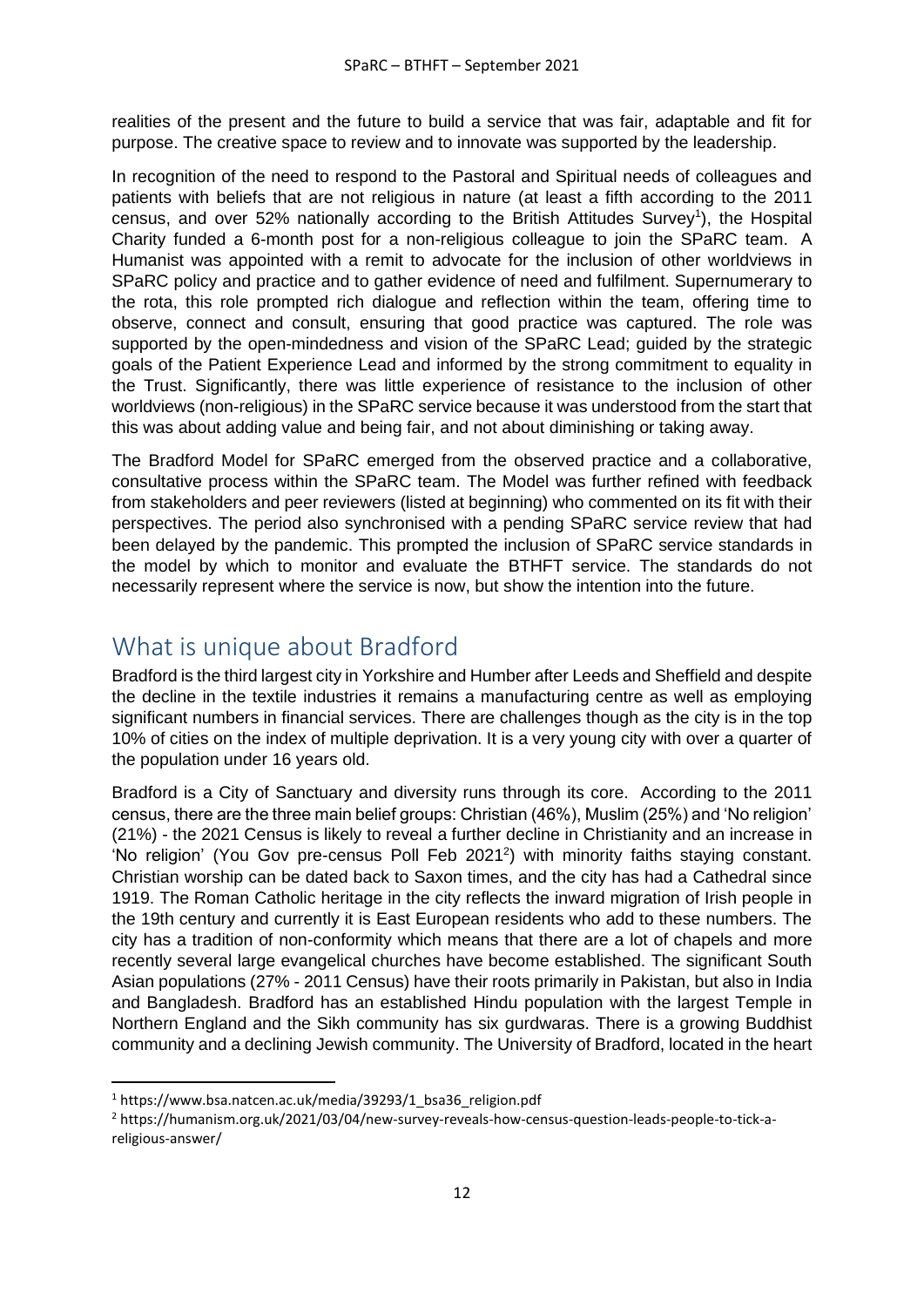realities of the present and the future to build a service that was fair, adaptable and fit for purpose. The creative space to review and to innovate was supported by the leadership.

In recognition of the need to respond to the Pastoral and Spiritual needs of colleagues and patients with beliefs that are not religious in nature (at least a fifth according to the 2011 census, and over 52% nationally according to the British Attitudes Survey[1]), the Hospital Charity funded a 6-month post for a non-religious colleague to join the SPaRC team. A Humanist was appointed with a remit to advocate for the inclusion of other worldviews in SPaRC policy and practice and to gather evidence of need and fulfilment. Supernumerary to the rota, this role prompted rich dialogue and reflection within the team, offering time to observe, connect and consult, ensuring that good practice was captured. The role was supported by the open-mindedness and vision of the SPaRC Lead; guided by the strategic goals of the Patient Experience Lead and informed by the strong commitment to equality in the Trust. Significantly, there was little experience of resistance to the inclusion of other worldviews (non-religious) in the SPaRC service because it was understood from the start that this was about adding value and being fair, and not about diminishing or taking away.

The Bradford Model for SPaRC emerged from the observed practice and a collaborative, consultative process within the SPaRC team. The Model was further refined with feedback from stakeholders and peer reviewers (listed at beginning) who commented on its fit with their perspectives. The period also synchronised with a pending SPaRC service review that had been delayed by the pandemic. This prompted the inclusion of SPaRC service standards in the model by which to monitor and evaluate the BTHFT service. The standards do not necessarily represent where the service is now, but show the intention into the future.

## What is unique about Bradford

Bradford is the third largest city in Yorkshire and Humber after Leeds and Sheffield and despite the decline in the textile industries it remains a manufacturing centre as well as employing significant numbers in financial services. There are challenges though as the city is in the top 10% of cities on the index of multiple deprivation. It is a very young city with over a quarter of the population under 16 years old.

Bradford is a City of Sanctuary and diversity runs through its core. According to the 2011 census, there are the three main belief groups: Christian (46%), Muslim (25%) and 'No religion' (21%) - the 2021 Census is likely to reveal a further decline in Christianity and an increase in 'No religion' (You Gov pre-census Poll Feb 2021[2]) with minority faiths staying constant. Christian worship can be dated back to Saxon times, and the city has had a Cathedral since 1919. The Roman Catholic heritage in the city reflects the inward migration of Irish people in the 19th century and currently it is East European residents who add to these numbers. The city has a tradition of non-conformity which means that there are a lot of chapels and more recently several large evangelical churches have become established. The significant South Asian populations (27% - 2011 Census) have their roots primarily in Pakistan, but also in India and Bangladesh. Bradford has an established Hindu population with the largest Temple in Northern England and the Sikh community has six gurdwaras. There is a growing Buddhist community and a declining Jewish community. The University of Bradford, located in the heart

---

[1] https://www.bsa.natcen.ac.uk/media/39293/1_bsa36_religion.pdf

[2] https://humanism.org.uk/2021/03/04/new-survey-reveals-how-census-question-leads-people-to-tick-a-religious-answer/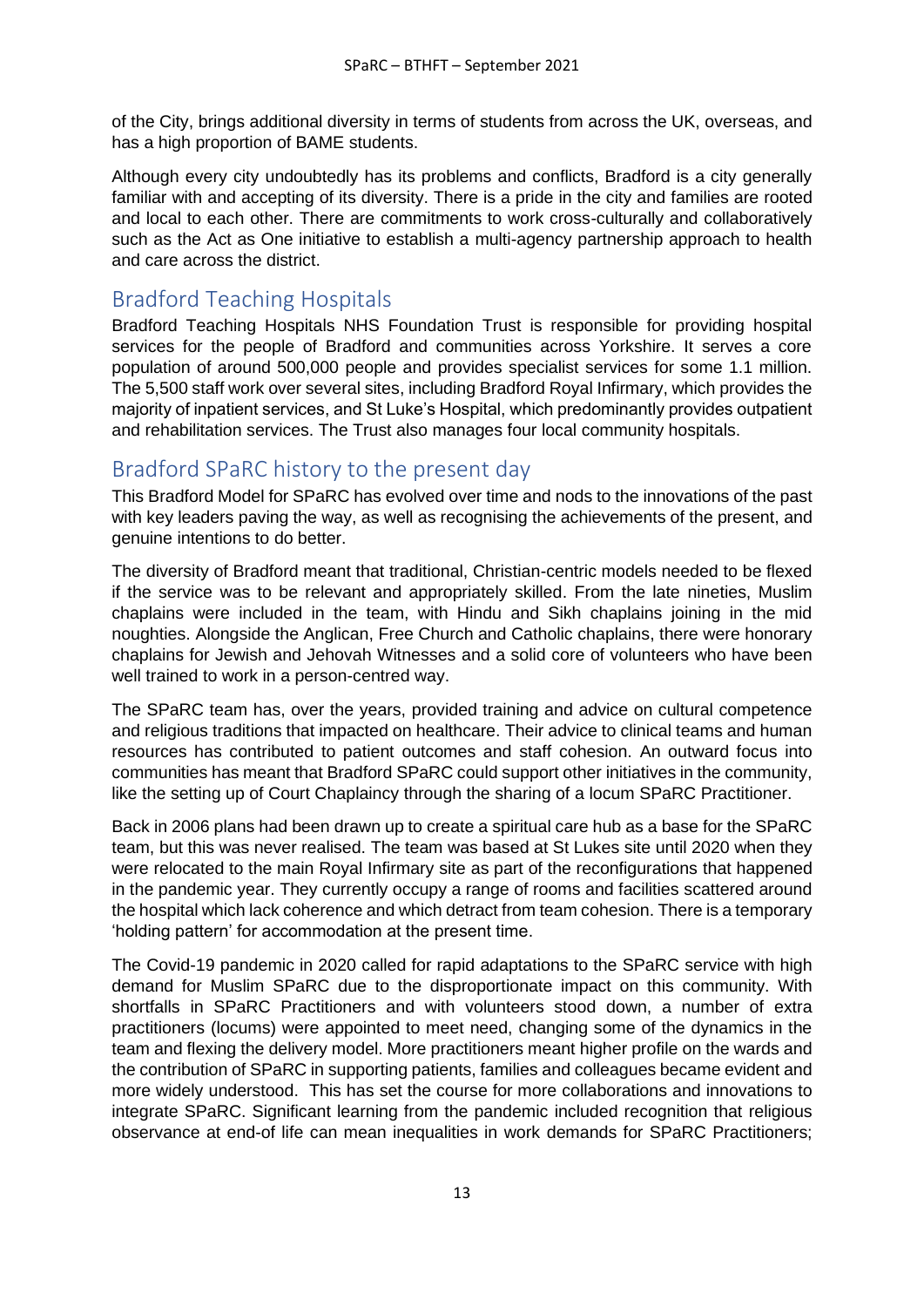of the City, brings additional diversity in terms of students from across the UK, overseas, and has a high proportion of BAME students.

Although every city undoubtedly has its problems and conflicts, Bradford is a city generally familiar with and accepting of its diversity. There is a pride in the city and families are rooted and local to each other. There are commitments to work cross-culturally and collaboratively such as the Act as One initiative to establish a multi-agency partnership approach to health and care across the district.

## Bradford Teaching Hospitals

Bradford Teaching Hospitals NHS Foundation Trust is responsible for providing hospital services for the people of Bradford and communities across Yorkshire. It serves a core population of around 500,000 people and provides specialist services for some 1.1 million. The 5,500 staff work over several sites, including Bradford Royal Infirmary, which provides the majority of inpatient services, and St Luke's Hospital, which predominantly provides outpatient and rehabilitation services. The Trust also manages four local community hospitals.

## Bradford SPaRC history to the present day

This Bradford Model for SPaRC has evolved over time and nods to the innovations of the past with key leaders paving the way, as well as recognising the achievements of the present, and genuine intentions to do better.

The diversity of Bradford meant that traditional, Christian-centric models needed to be flexed if the service was to be relevant and appropriately skilled. From the late nineties, Muslim chaplains were included in the team, with Hindu and Sikh chaplains joining in the mid noughties. Alongside the Anglican, Free Church and Catholic chaplains, there were honorary chaplains for Jewish and Jehovah Witnesses and a solid core of volunteers who have been well trained to work in a person-centred way.

The SPaRC team has, over the years, provided training and advice on cultural competence and religious traditions that impacted on healthcare. Their advice to clinical teams and human resources has contributed to patient outcomes and staff cohesion. An outward focus into communities has meant that Bradford SPaRC could support other initiatives in the community, like the setting up of Court Chaplaincy through the sharing of a locum SPaRC Practitioner.

Back in 2006 plans had been drawn up to create a spiritual care hub as a base for the SPaRC team, but this was never realised. The team was based at St Lukes site until 2020 when they were relocated to the main Royal Infirmary site as part of the reconfigurations that happened in the pandemic year. They currently occupy a range of rooms and facilities scattered around the hospital which lack coherence and which detract from team cohesion. There is a temporary 'holding pattern' for accommodation at the present time.

The Covid-19 pandemic in 2020 called for rapid adaptations to the SPaRC service with high demand for Muslim SPaRC due to the disproportionate impact on this community. With shortfalls in SPaRC Practitioners and with volunteers stood down, a number of extra practitioners (locums) were appointed to meet need, changing some of the dynamics in the team and flexing the delivery model. More practitioners meant higher profile on the wards and the contribution of SPaRC in supporting patients, families and colleagues became evident and more widely understood. This has set the course for more collaborations and innovations to integrate SPaRC. Significant learning from the pandemic included recognition that religious observance at end-of life can mean inequalities in work demands for SPaRC Practitioners;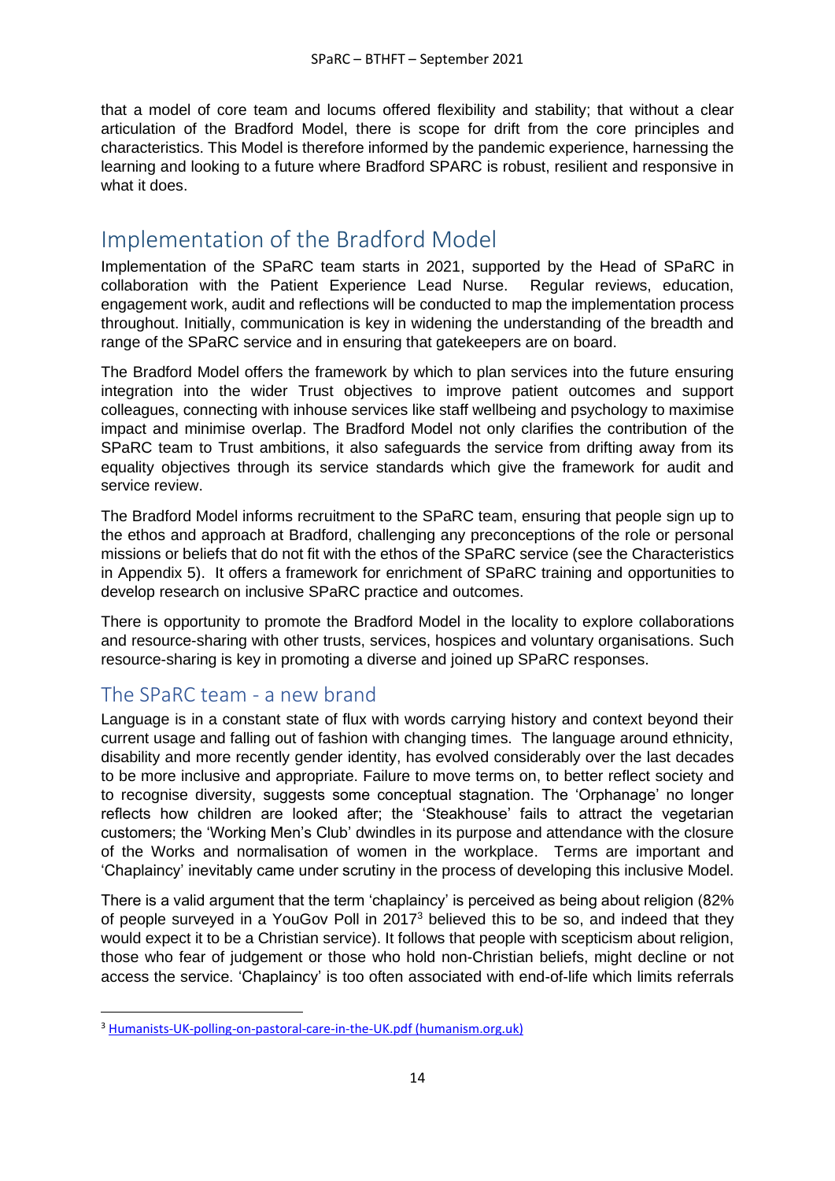that a model of core team and locums offered flexibility and stability; that without a clear articulation of the Bradford Model, there is scope for drift from the core principles and characteristics. This Model is therefore informed by the pandemic experience, harnessing the learning and looking to a future where Bradford SPARC is robust, resilient and responsive in what it does.

# Implementation of the Bradford Model

Implementation of the SPaRC team starts in 2021, supported by the Head of SPaRC in collaboration with the Patient Experience Lead Nurse. Regular reviews, education, engagement work, audit and reflections will be conducted to map the implementation process throughout. Initially, communication is key in widening the understanding of the breadth and range of the SPaRC service and in ensuring that gatekeepers are on board.

The Bradford Model offers the framework by which to plan services into the future ensuring integration into the wider Trust objectives to improve patient outcomes and support colleagues, connecting with inhouse services like staff wellbeing and psychology to maximise impact and minimise overlap. The Bradford Model not only clarifies the contribution of the SPaRC team to Trust ambitions, it also safeguards the service from drifting away from its equality objectives through its service standards which give the framework for audit and service review.

The Bradford Model informs recruitment to the SPaRC team, ensuring that people sign up to the ethos and approach at Bradford, challenging any preconceptions of the role or personal missions or beliefs that do not fit with the ethos of the SPaRC service (see the Characteristics in Appendix 5). It offers a framework for enrichment of SPaRC training and opportunities to develop research on inclusive SPaRC practice and outcomes.

There is opportunity to promote the Bradford Model in the locality to explore collaborations and resource-sharing with other trusts, services, hospices and voluntary organisations. Such resource-sharing is key in promoting a diverse and joined up SPaRC responses.

## The SPaRC team - a new brand

Language is in a constant state of flux with words carrying history and context beyond their current usage and falling out of fashion with changing times. The language around ethnicity, disability and more recently gender identity, has evolved considerably over the last decades to be more inclusive and appropriate. Failure to move terms on, to better reflect society and to recognise diversity, suggests some conceptual stagnation. The 'Orphanage' no longer reflects how children are looked after; the 'Steakhouse' fails to attract the vegetarian customers; the 'Working Men's Club' dwindles in its purpose and attendance with the closure of the Works and normalisation of women in the workplace. Terms are important and 'Chaplaincy' inevitably came under scrutiny in the process of developing this inclusive Model.

There is a valid argument that the term 'chaplaincy' is perceived as being about religion (82% of people surveyed in a YouGov Poll in 2017[3] believed this to be so, and indeed that they would expect it to be a Christian service). It follows that people with scepticism about religion, those who fear of judgement or those who hold non-Christian beliefs, might decline or not access the service. 'Chaplaincy' is too often associated with end-of-life which limits referrals

[3] Humanists-UK-polling-on-pastoral-care-in-the-UK.pdf (humanism.org.uk)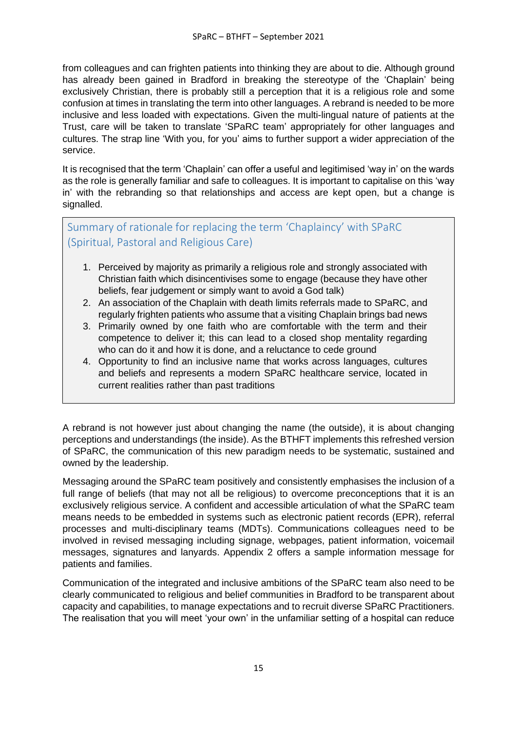from colleagues and can frighten patients into thinking they are about to die. Although ground has already been gained in Bradford in breaking the stereotype of the 'Chaplain' being exclusively Christian, there is probably still a perception that it is a religious role and some confusion at times in translating the term into other languages. A rebrand is needed to be more inclusive and less loaded with expectations. Given the multi-lingual nature of patients at the Trust, care will be taken to translate 'SPaRC team' appropriately for other languages and cultures. The strap line 'With you, for you' aims to further support a wider appreciation of the service.

It is recognised that the term 'Chaplain' can offer a useful and legitimised 'way in' on the wards as the role is generally familiar and safe to colleagues. It is important to capitalise on this 'way in' with the rebranding so that relationships and access are kept open, but a change is signalled.

### Summary of rationale for replacing the term 'Chaplaincy' with SPaRC (Spiritual, Pastoral and Religious Care)

1. Perceived by majority as primarily a religious role and strongly associated with Christian faith which disincentivises some to engage (because they have other beliefs, fear judgement or simply want to avoid a God talk)
2. An association of the Chaplain with death limits referrals made to SPaRC, and regularly frighten patients who assume that a visiting Chaplain brings bad news
3. Primarily owned by one faith who are comfortable with the term and their competence to deliver it; this can lead to a closed shop mentality regarding who can do it and how it is done, and a reluctance to cede ground
4. Opportunity to find an inclusive name that works across languages, cultures and beliefs and represents a modern SPaRC healthcare service, located in current realities rather than past traditions

A rebrand is not however just about changing the name (the outside), it is about changing perceptions and understandings (the inside). As the BTHFT implements this refreshed version of SPaRC, the communication of this new paradigm needs to be systematic, sustained and owned by the leadership.

Messaging around the SPaRC team positively and consistently emphasises the inclusion of a full range of beliefs (that may not all be religious) to overcome preconceptions that it is an exclusively religious service. A confident and accessible articulation of what the SPaRC team means needs to be embedded in systems such as electronic patient records (EPR), referral processes and multi-disciplinary teams (MDTs). Communications colleagues need to be involved in revised messaging including signage, webpages, patient information, voicemail messages, signatures and lanyards. Appendix 2 offers a sample information message for patients and families.

Communication of the integrated and inclusive ambitions of the SPaRC team also need to be clearly communicated to religious and belief communities in Bradford to be transparent about capacity and capabilities, to manage expectations and to recruit diverse SPaRC Practitioners. The realisation that you will meet 'your own' in the unfamiliar setting of a hospital can reduce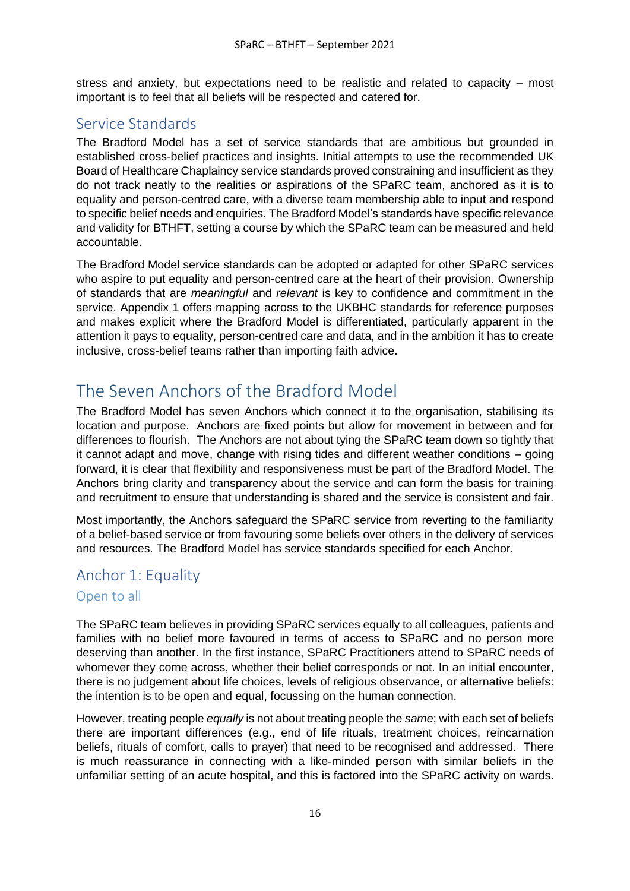stress and anxiety, but expectations need to be realistic and related to capacity – most important is to feel that all beliefs will be respected and catered for.

## Service Standards

The Bradford Model has a set of service standards that are ambitious but grounded in established cross-belief practices and insights. Initial attempts to use the recommended UK Board of Healthcare Chaplaincy service standards proved constraining and insufficient as they do not track neatly to the realities or aspirations of the SPaRC team, anchored as it is to equality and person-centred care, with a diverse team membership able to input and respond to specific belief needs and enquiries. The Bradford Model's standards have specific relevance and validity for BTHFT, setting a course by which the SPaRC team can be measured and held accountable.

The Bradford Model service standards can be adopted or adapted for other SPaRC services who aspire to put equality and person-centred care at the heart of their provision. Ownership of standards that are *meaningful* and *relevant* is key to confidence and commitment in the service. Appendix 1 offers mapping across to the UKBHC standards for reference purposes and makes explicit where the Bradford Model is differentiated, particularly apparent in the attention it pays to equality, person-centred care and data, and in the ambition it has to create inclusive, cross-belief teams rather than importing faith advice.

# The Seven Anchors of the Bradford Model

The Bradford Model has seven Anchors which connect it to the organisation, stabilising its location and purpose. Anchors are fixed points but allow for movement in between and for differences to flourish. The Anchors are not about tying the SPaRC team down so tightly that it cannot adapt and move, change with rising tides and different weather conditions – going forward, it is clear that flexibility and responsiveness must be part of the Bradford Model. The Anchors bring clarity and transparency about the service and can form the basis for training and recruitment to ensure that understanding is shared and the service is consistent and fair.

Most importantly, the Anchors safeguard the SPaRC service from reverting to the familiarity of a belief-based service or from favouring some beliefs over others in the delivery of services and resources. The Bradford Model has service standards specified for each Anchor.

## Anchor 1: Equality

### Open to all

The SPaRC team believes in providing SPaRC services equally to all colleagues, patients and families with no belief more favoured in terms of access to SPaRC and no person more deserving than another. In the first instance, SPaRC Practitioners attend to SPaRC needs of whomever they come across, whether their belief corresponds or not. In an initial encounter, there is no judgement about life choices, levels of religious observance, or alternative beliefs: the intention is to be open and equal, focussing on the human connection.

However, treating people *equally* is not about treating people the *same*; with each set of beliefs there are important differences (e.g., end of life rituals, treatment choices, reincarnation beliefs, rituals of comfort, calls to prayer) that need to be recognised and addressed. There is much reassurance in connecting with a like-minded person with similar beliefs in the unfamiliar setting of an acute hospital, and this is factored into the SPaRC activity on wards.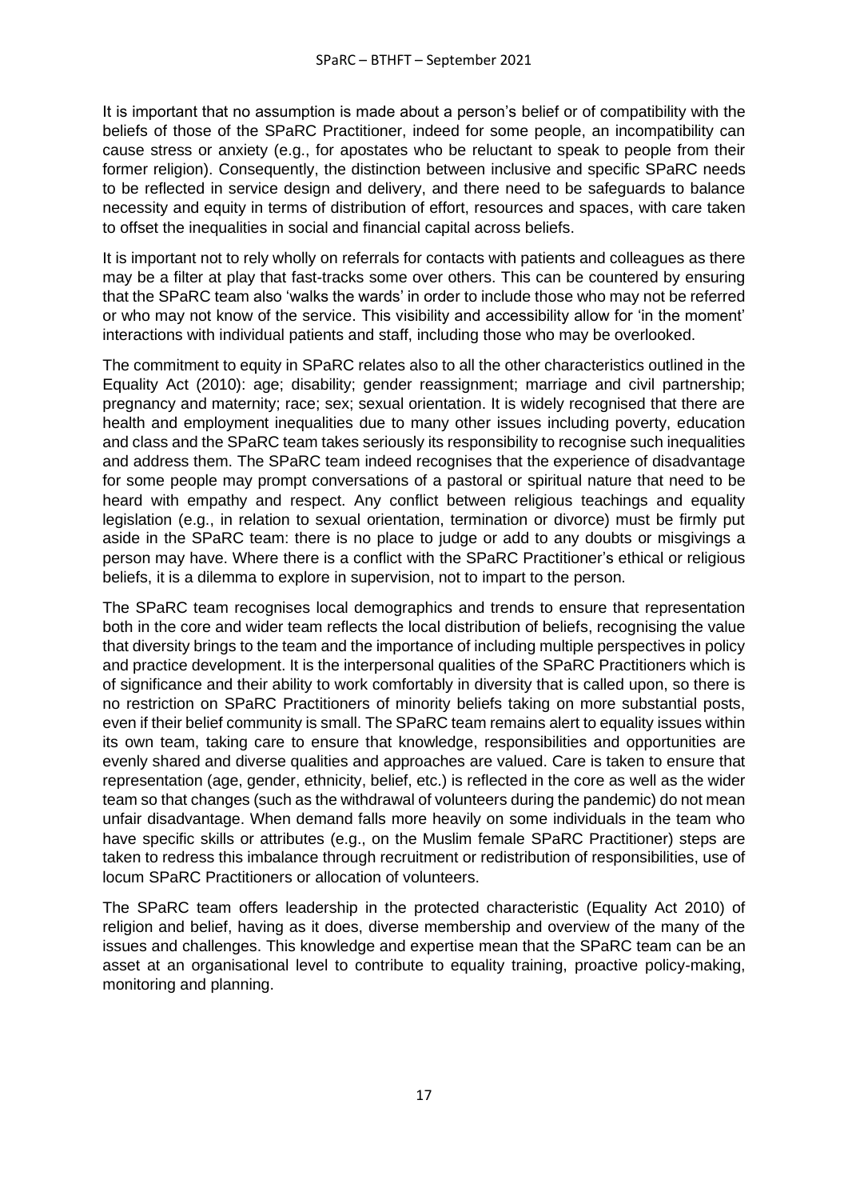It is important that no assumption is made about a person's belief or of compatibility with the beliefs of those of the SPaRC Practitioner, indeed for some people, an incompatibility can cause stress or anxiety (e.g., for apostates who be reluctant to speak to people from their former religion). Consequently, the distinction between inclusive and specific SPaRC needs to be reflected in service design and delivery, and there need to be safeguards to balance necessity and equity in terms of distribution of effort, resources and spaces, with care taken to offset the inequalities in social and financial capital across beliefs.

It is important not to rely wholly on referrals for contacts with patients and colleagues as there may be a filter at play that fast-tracks some over others. This can be countered by ensuring that the SPaRC team also 'walks the wards' in order to include those who may not be referred or who may not know of the service. This visibility and accessibility allow for 'in the moment' interactions with individual patients and staff, including those who may be overlooked.

The commitment to equity in SPaRC relates also to all the other characteristics outlined in the Equality Act (2010): age; disability; gender reassignment; marriage and civil partnership; pregnancy and maternity; race; sex; sexual orientation. It is widely recognised that there are health and employment inequalities due to many other issues including poverty, education and class and the SPaRC team takes seriously its responsibility to recognise such inequalities and address them. The SPaRC team indeed recognises that the experience of disadvantage for some people may prompt conversations of a pastoral or spiritual nature that need to be heard with empathy and respect. Any conflict between religious teachings and equality legislation (e.g., in relation to sexual orientation, termination or divorce) must be firmly put aside in the SPaRC team: there is no place to judge or add to any doubts or misgivings a person may have. Where there is a conflict with the SPaRC Practitioner's ethical or religious beliefs, it is a dilemma to explore in supervision, not to impart to the person.

The SPaRC team recognises local demographics and trends to ensure that representation both in the core and wider team reflects the local distribution of beliefs, recognising the value that diversity brings to the team and the importance of including multiple perspectives in policy and practice development. It is the interpersonal qualities of the SPaRC Practitioners which is of significance and their ability to work comfortably in diversity that is called upon, so there is no restriction on SPaRC Practitioners of minority beliefs taking on more substantial posts, even if their belief community is small. The SPaRC team remains alert to equality issues within its own team, taking care to ensure that knowledge, responsibilities and opportunities are evenly shared and diverse qualities and approaches are valued. Care is taken to ensure that representation (age, gender, ethnicity, belief, etc.) is reflected in the core as well as the wider team so that changes (such as the withdrawal of volunteers during the pandemic) do not mean unfair disadvantage. When demand falls more heavily on some individuals in the team who have specific skills or attributes (e.g., on the Muslim female SPaRC Practitioner) steps are taken to redress this imbalance through recruitment or redistribution of responsibilities, use of locum SPaRC Practitioners or allocation of volunteers.

The SPaRC team offers leadership in the protected characteristic (Equality Act 2010) of religion and belief, having as it does, diverse membership and overview of the many of the issues and challenges. This knowledge and expertise mean that the SPaRC team can be an asset at an organisational level to contribute to equality training, proactive policy-making, monitoring and planning.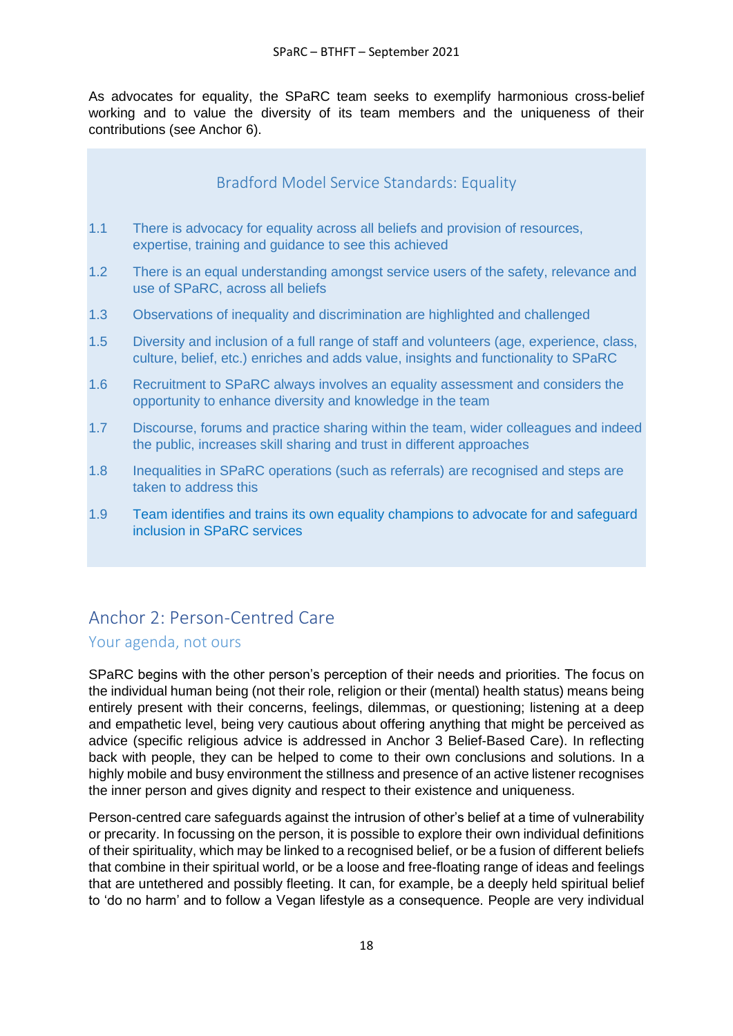As advocates for equality, the SPaRC team seeks to exemplify harmonious cross-belief working and to value the diversity of its team members and the uniqueness of their contributions (see Anchor 6).

### Bradford Model Service Standards: Equality

1.1 There is advocacy for equality across all beliefs and provision of resources, expertise, training and guidance to see this achieved

1.2 There is an equal understanding amongst service users of the safety, relevance and use of SPaRC, across all beliefs

1.3 Observations of inequality and discrimination are highlighted and challenged

1.5 Diversity and inclusion of a full range of staff and volunteers (age, experience, class, culture, belief, etc.) enriches and adds value, insights and functionality to SPaRC

1.6 Recruitment to SPaRC always involves an equality assessment and considers the opportunity to enhance diversity and knowledge in the team

1.7 Discourse, forums and practice sharing within the team, wider colleagues and indeed the public, increases skill sharing and trust in different approaches

1.8 Inequalities in SPaRC operations (such as referrals) are recognised and steps are taken to address this

1.9 Team identifies and trains its own equality champions to advocate for and safeguard inclusion in SPaRC services

## Anchor 2: Person-Centred Care

### Your agenda, not ours

SPaRC begins with the other person's perception of their needs and priorities. The focus on the individual human being (not their role, religion or their (mental) health status) means being entirely present with their concerns, feelings, dilemmas, or questioning; listening at a deep and empathetic level, being very cautious about offering anything that might be perceived as advice (specific religious advice is addressed in Anchor 3 Belief-Based Care). In reflecting back with people, they can be helped to come to their own conclusions and solutions. In a highly mobile and busy environment the stillness and presence of an active listener recognises the inner person and gives dignity and respect to their existence and uniqueness.

Person-centred care safeguards against the intrusion of other's belief at a time of vulnerability or precarity. In focussing on the person, it is possible to explore their own individual definitions of their spirituality, which may be linked to a recognised belief, or be a fusion of different beliefs that combine in their spiritual world, or be a loose and free-floating range of ideas and feelings that are untethered and possibly fleeting. It can, for example, be a deeply held spiritual belief to 'do no harm' and to follow a Vegan lifestyle as a consequence. People are very individual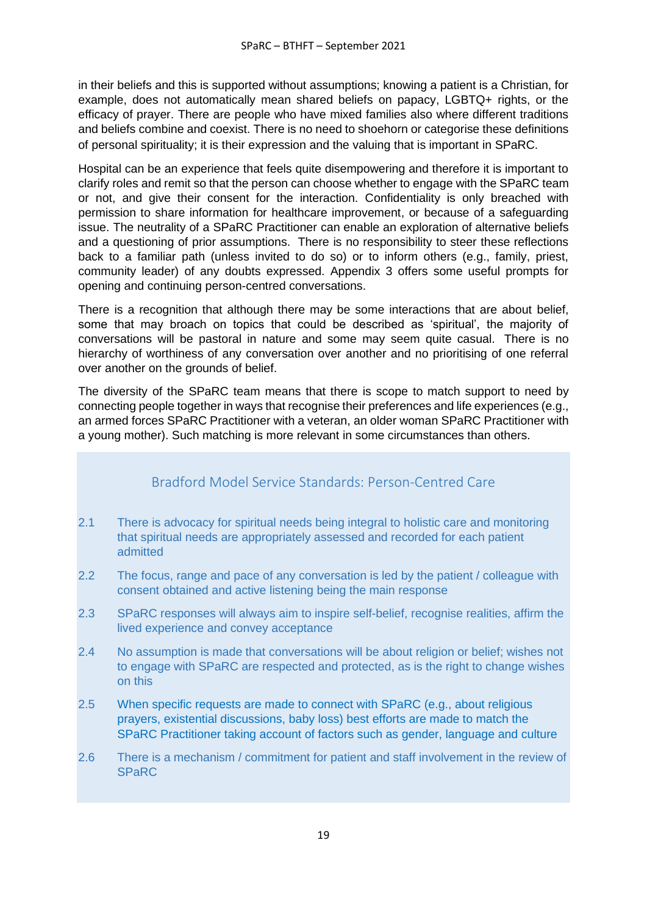in their beliefs and this is supported without assumptions; knowing a patient is a Christian, for example, does not automatically mean shared beliefs on papacy, LGBTQ+ rights, or the efficacy of prayer. There are people who have mixed families also where different traditions and beliefs combine and coexist. There is no need to shoehorn or categorise these definitions of personal spirituality; it is their expression and the valuing that is important in SPaRC.

Hospital can be an experience that feels quite disempowering and therefore it is important to clarify roles and remit so that the person can choose whether to engage with the SPaRC team or not, and give their consent for the interaction. Confidentiality is only breached with permission to share information for healthcare improvement, or because of a safeguarding issue. The neutrality of a SPaRC Practitioner can enable an exploration of alternative beliefs and a questioning of prior assumptions. There is no responsibility to steer these reflections back to a familiar path (unless invited to do so) or to inform others (e.g., family, priest, community leader) of any doubts expressed. Appendix 3 offers some useful prompts for opening and continuing person-centred conversations.

There is a recognition that although there may be some interactions that are about belief, some that may broach on topics that could be described as 'spiritual', the majority of conversations will be pastoral in nature and some may seem quite casual. There is no hierarchy of worthiness of any conversation over another and no prioritising of one referral over another on the grounds of belief.

The diversity of the SPaRC team means that there is scope to match support to need by connecting people together in ways that recognise their preferences and life experiences (e.g., an armed forces SPaRC Practitioner with a veteran, an older woman SPaRC Practitioner with a young mother). Such matching is more relevant in some circumstances than others.

## Bradford Model Service Standards: Person-Centred Care

2.1 There is advocacy for spiritual needs being integral to holistic care and monitoring that spiritual needs are appropriately assessed and recorded for each patient admitted

2.2 The focus, range and pace of any conversation is led by the patient / colleague with consent obtained and active listening being the main response

2.3 SPaRC responses will always aim to inspire self-belief, recognise realities, affirm the lived experience and convey acceptance

2.4 No assumption is made that conversations will be about religion or belief; wishes not to engage with SPaRC are respected and protected, as is the right to change wishes on this

2.5 When specific requests are made to connect with SPaRC (e.g., about religious prayers, existential discussions, baby loss) best efforts are made to match the SPaRC Practitioner taking account of factors such as gender, language and culture

2.6 There is a mechanism / commitment for patient and staff involvement in the review of SPaRC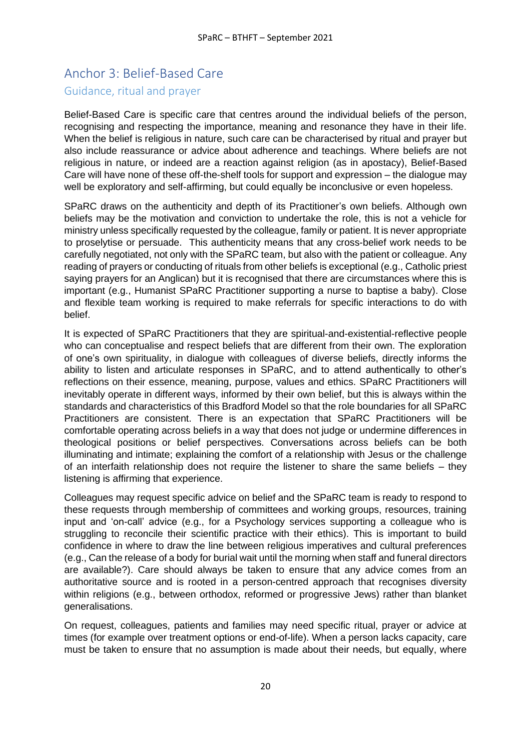## Anchor 3: Belief-Based Care

### Guidance, ritual and prayer

Belief-Based Care is specific care that centres around the individual beliefs of the person, recognising and respecting the importance, meaning and resonance they have in their life. When the belief is religious in nature, such care can be characterised by ritual and prayer but also include reassurance or advice about adherence and teachings. Where beliefs are not religious in nature, or indeed are a reaction against religion (as in apostacy), Belief-Based Care will have none of these off-the-shelf tools for support and expression – the dialogue may well be exploratory and self-affirming, but could equally be inconclusive or even hopeless.

SPaRC draws on the authenticity and depth of its Practitioner's own beliefs. Although own beliefs may be the motivation and conviction to undertake the role, this is not a vehicle for ministry unless specifically requested by the colleague, family or patient. It is never appropriate to proselytise or persuade. This authenticity means that any cross-belief work needs to be carefully negotiated, not only with the SPaRC team, but also with the patient or colleague. Any reading of prayers or conducting of rituals from other beliefs is exceptional (e.g., Catholic priest saying prayers for an Anglican) but it is recognised that there are circumstances where this is important (e.g., Humanist SPaRC Practitioner supporting a nurse to baptise a baby). Close and flexible team working is required to make referrals for specific interactions to do with belief.

It is expected of SPaRC Practitioners that they are spiritual-and-existential-reflective people who can conceptualise and respect beliefs that are different from their own. The exploration of one's own spirituality, in dialogue with colleagues of diverse beliefs, directly informs the ability to listen and articulate responses in SPaRC, and to attend authentically to other's reflections on their essence, meaning, purpose, values and ethics. SPaRC Practitioners will inevitably operate in different ways, informed by their own belief, but this is always within the standards and characteristics of this Bradford Model so that the role boundaries for all SPaRC Practitioners are consistent. There is an expectation that SPaRC Practitioners will be comfortable operating across beliefs in a way that does not judge or undermine differences in theological positions or belief perspectives. Conversations across beliefs can be both illuminating and intimate; explaining the comfort of a relationship with Jesus or the challenge of an interfaith relationship does not require the listener to share the same beliefs – they listening is affirming that experience.

Colleagues may request specific advice on belief and the SPaRC team is ready to respond to these requests through membership of committees and working groups, resources, training input and 'on-call' advice (e.g., for a Psychology services supporting a colleague who is struggling to reconcile their scientific practice with their ethics). This is important to build confidence in where to draw the line between religious imperatives and cultural preferences (e.g., Can the release of a body for burial wait until the morning when staff and funeral directors are available?). Care should always be taken to ensure that any advice comes from an authoritative source and is rooted in a person-centred approach that recognises diversity within religions (e.g., between orthodox, reformed or progressive Jews) rather than blanket generalisations.

On request, colleagues, patients and families may need specific ritual, prayer or advice at times (for example over treatment options or end-of-life). When a person lacks capacity, care must be taken to ensure that no assumption is made about their needs, but equally, where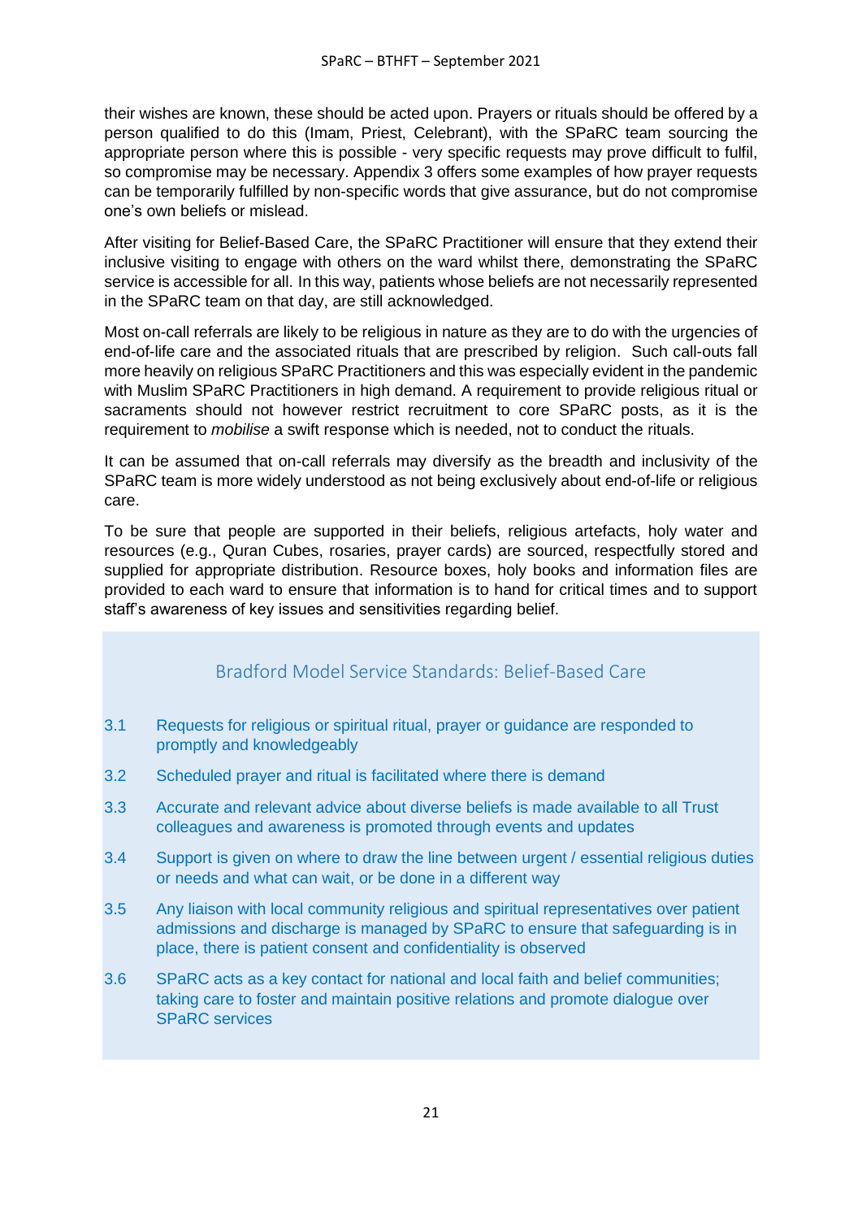their wishes are known, these should be acted upon. Prayers or rituals should be offered by a person qualified to do this (Imam, Priest, Celebrant), with the SPaRC team sourcing the appropriate person where this is possible - very specific requests may prove difficult to fulfil, so compromise may be necessary. Appendix 3 offers some examples of how prayer requests can be temporarily fulfilled by non-specific words that give assurance, but do not compromise one's own beliefs or mislead.

After visiting for Belief-Based Care, the SPaRC Practitioner will ensure that they extend their inclusive visiting to engage with others on the ward whilst there, demonstrating the SPaRC service is accessible for all. In this way, patients whose beliefs are not necessarily represented in the SPaRC team on that day, are still acknowledged.

Most on-call referrals are likely to be religious in nature as they are to do with the urgencies of end-of-life care and the associated rituals that are prescribed by religion. Such call-outs fall more heavily on religious SPaRC Practitioners and this was especially evident in the pandemic with Muslim SPaRC Practitioners in high demand. A requirement to provide religious ritual or sacraments should not however restrict recruitment to core SPaRC posts, as it is the requirement to *mobilise* a swift response which is needed, not to conduct the rituals.

It can be assumed that on-call referrals may diversify as the breadth and inclusivity of the SPaRC team is more widely understood as not being exclusively about end-of-life or religious care.

To be sure that people are supported in their beliefs, religious artefacts, holy water and resources (e.g., Quran Cubes, rosaries, prayer cards) are sourced, respectfully stored and supplied for appropriate distribution. Resource boxes, holy books and information files are provided to each ward to ensure that information is to hand for critical times and to support staff's awareness of key issues and sensitivities regarding belief.

## Bradford Model Service Standards: Belief-Based Care

3.1 Requests for religious or spiritual ritual, prayer or guidance are responded to promptly and knowledgeably

3.2 Scheduled prayer and ritual is facilitated where there is demand

3.3 Accurate and relevant advice about diverse beliefs is made available to all Trust colleagues and awareness is promoted through events and updates

3.4 Support is given on where to draw the line between urgent / essential religious duties or needs and what can wait, or be done in a different way

3.5 Any liaison with local community religious and spiritual representatives over patient admissions and discharge is managed by SPaRC to ensure that safeguarding is in place, there is patient consent and confidentiality is observed

3.6 SPaRC acts as a key contact for national and local faith and belief communities; taking care to foster and maintain positive relations and promote dialogue over SPaRC services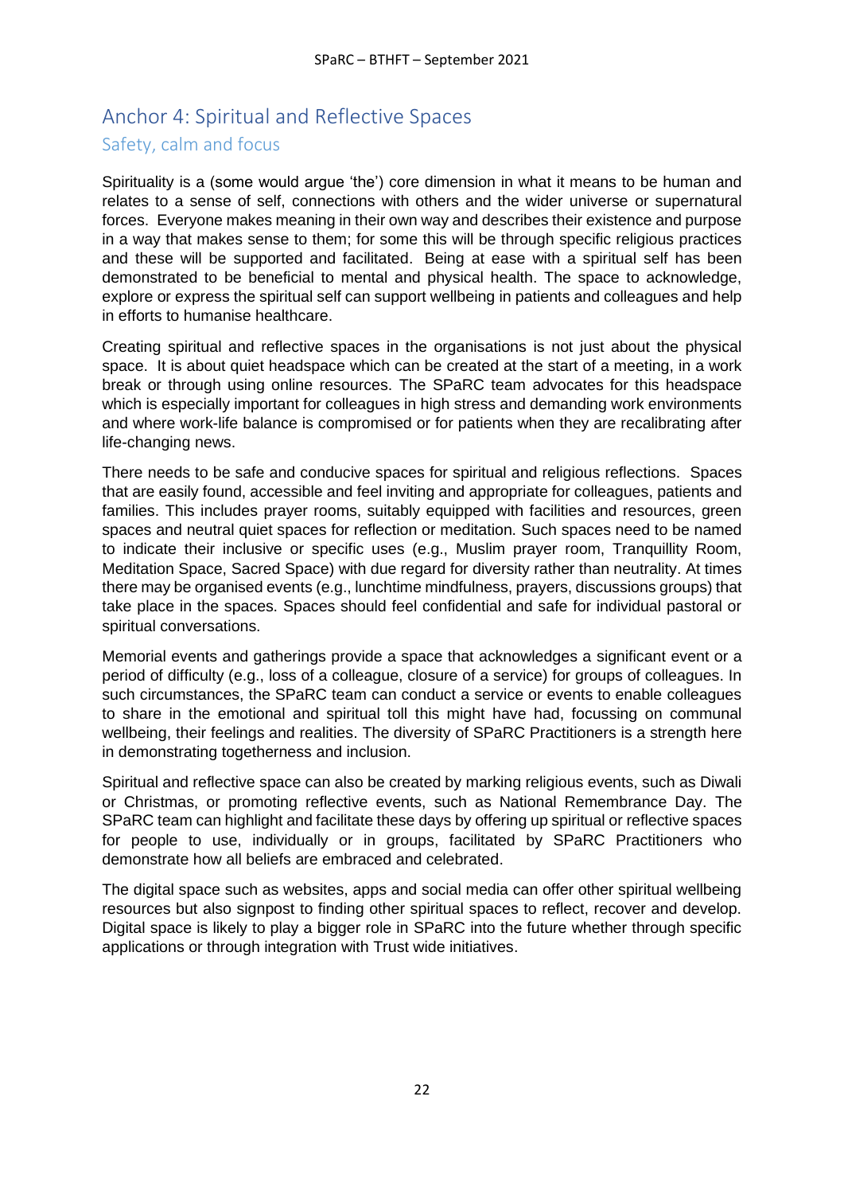## Anchor 4: Spiritual and Reflective Spaces

### Safety, calm and focus

Spirituality is a (some would argue 'the') core dimension in what it means to be human and relates to a sense of self, connections with others and the wider universe or supernatural forces. Everyone makes meaning in their own way and describes their existence and purpose in a way that makes sense to them; for some this will be through specific religious practices and these will be supported and facilitated. Being at ease with a spiritual self has been demonstrated to be beneficial to mental and physical health. The space to acknowledge, explore or express the spiritual self can support wellbeing in patients and colleagues and help in efforts to humanise healthcare.

Creating spiritual and reflective spaces in the organisations is not just about the physical space. It is about quiet headspace which can be created at the start of a meeting, in a work break or through using online resources. The SPaRC team advocates for this headspace which is especially important for colleagues in high stress and demanding work environments and where work-life balance is compromised or for patients when they are recalibrating after life-changing news.

There needs to be safe and conducive spaces for spiritual and religious reflections. Spaces that are easily found, accessible and feel inviting and appropriate for colleagues, patients and families. This includes prayer rooms, suitably equipped with facilities and resources, green spaces and neutral quiet spaces for reflection or meditation. Such spaces need to be named to indicate their inclusive or specific uses (e.g., Muslim prayer room, Tranquillity Room, Meditation Space, Sacred Space) with due regard for diversity rather than neutrality. At times there may be organised events (e.g., lunchtime mindfulness, prayers, discussions groups) that take place in the spaces. Spaces should feel confidential and safe for individual pastoral or spiritual conversations.

Memorial events and gatherings provide a space that acknowledges a significant event or a period of difficulty (e.g., loss of a colleague, closure of a service) for groups of colleagues. In such circumstances, the SPaRC team can conduct a service or events to enable colleagues to share in the emotional and spiritual toll this might have had, focussing on communal wellbeing, their feelings and realities. The diversity of SPaRC Practitioners is a strength here in demonstrating togetherness and inclusion.

Spiritual and reflective space can also be created by marking religious events, such as Diwali or Christmas, or promoting reflective events, such as National Remembrance Day. The SPaRC team can highlight and facilitate these days by offering up spiritual or reflective spaces for people to use, individually or in groups, facilitated by SPaRC Practitioners who demonstrate how all beliefs are embraced and celebrated.

The digital space such as websites, apps and social media can offer other spiritual wellbeing resources but also signpost to finding other spiritual spaces to reflect, recover and develop. Digital space is likely to play a bigger role in SPaRC into the future whether through specific applications or through integration with Trust wide initiatives.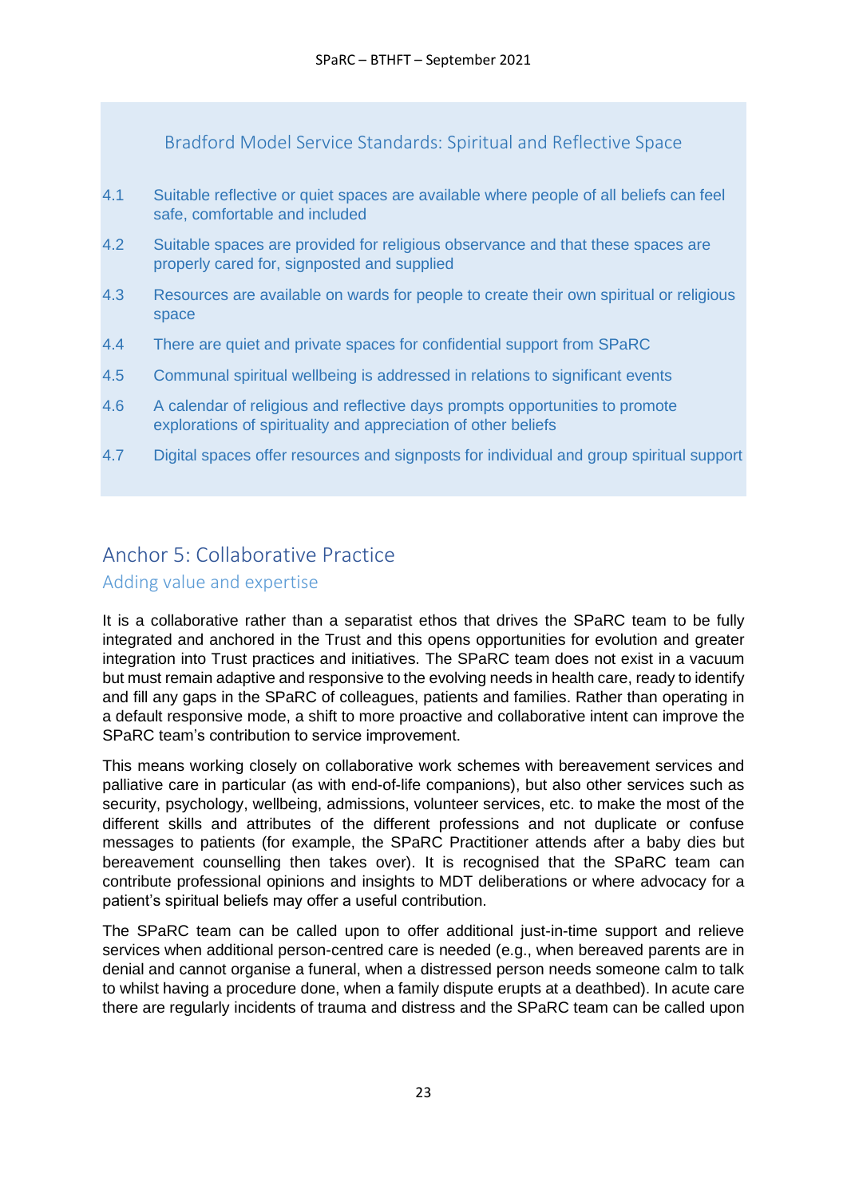### Bradford Model Service Standards: Spiritual and Reflective Space

4.1 Suitable reflective or quiet spaces are available where people of all beliefs can feel safe, comfortable and included

4.2 Suitable spaces are provided for religious observance and that these spaces are properly cared for, signposted and supplied

4.3 Resources are available on wards for people to create their own spiritual or religious space

4.4 There are quiet and private spaces for confidential support from SPaRC

4.5 Communal spiritual wellbeing is addressed in relations to significant events

4.6 A calendar of religious and reflective days prompts opportunities to promote explorations of spirituality and appreciation of other beliefs

4.7 Digital spaces offer resources and signposts for individual and group spiritual support

## Anchor 5: Collaborative Practice

### Adding value and expertise

It is a collaborative rather than a separatist ethos that drives the SPaRC team to be fully integrated and anchored in the Trust and this opens opportunities for evolution and greater integration into Trust practices and initiatives. The SPaRC team does not exist in a vacuum but must remain adaptive and responsive to the evolving needs in health care, ready to identify and fill any gaps in the SPaRC of colleagues, patients and families. Rather than operating in a default responsive mode, a shift to more proactive and collaborative intent can improve the SPaRC team's contribution to service improvement.

This means working closely on collaborative work schemes with bereavement services and palliative care in particular (as with end-of-life companions), but also other services such as security, psychology, wellbeing, admissions, volunteer services, etc. to make the most of the different skills and attributes of the different professions and not duplicate or confuse messages to patients (for example, the SPaRC Practitioner attends after a baby dies but bereavement counselling then takes over). It is recognised that the SPaRC team can contribute professional opinions and insights to MDT deliberations or where advocacy for a patient's spiritual beliefs may offer a useful contribution.

The SPaRC team can be called upon to offer additional just-in-time support and relieve services when additional person-centred care is needed (e.g., when bereaved parents are in denial and cannot organise a funeral, when a distressed person needs someone calm to talk to whilst having a procedure done, when a family dispute erupts at a deathbed). In acute care there are regularly incidents of trauma and distress and the SPaRC team can be called upon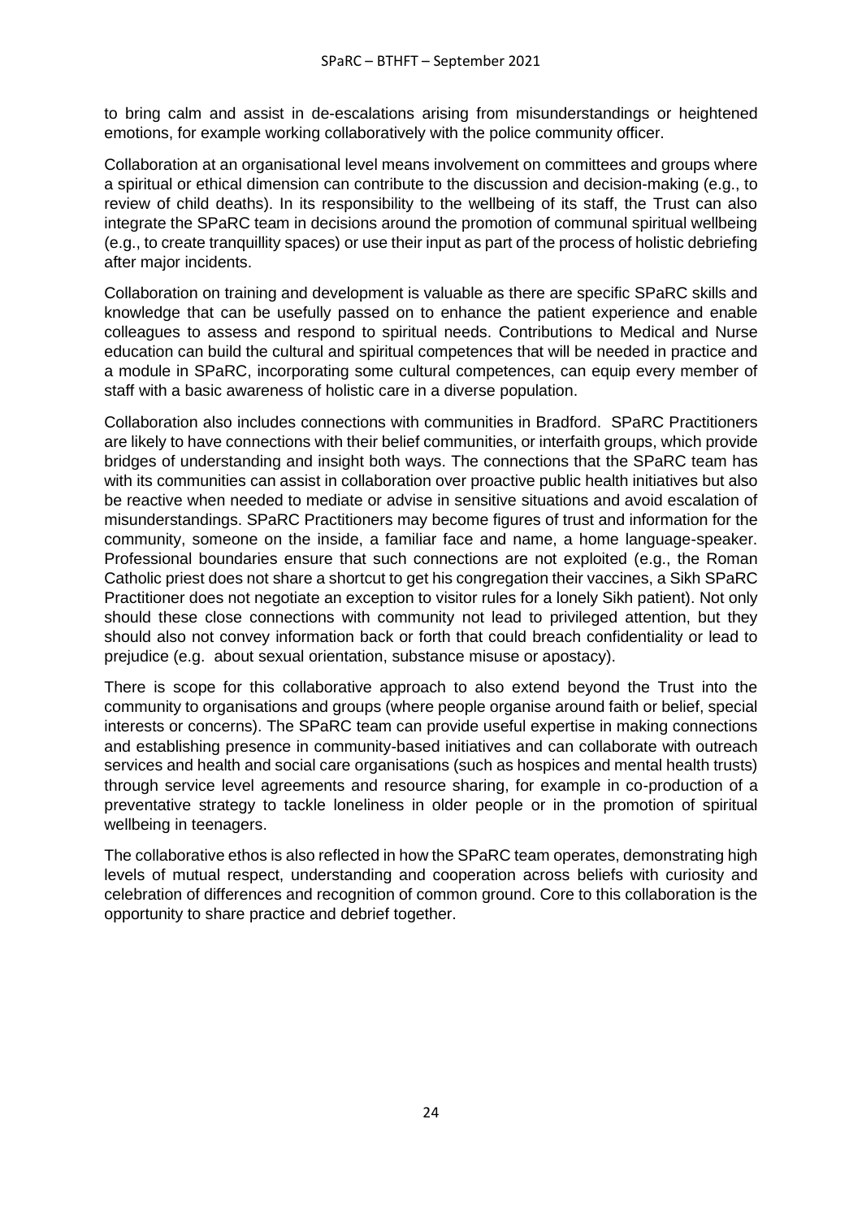to bring calm and assist in de-escalations arising from misunderstandings or heightened emotions, for example working collaboratively with the police community officer.

Collaboration at an organisational level means involvement on committees and groups where a spiritual or ethical dimension can contribute to the discussion and decision-making (e.g., to review of child deaths). In its responsibility to the wellbeing of its staff, the Trust can also integrate the SPaRC team in decisions around the promotion of communal spiritual wellbeing (e.g., to create tranquillity spaces) or use their input as part of the process of holistic debriefing after major incidents.

Collaboration on training and development is valuable as there are specific SPaRC skills and knowledge that can be usefully passed on to enhance the patient experience and enable colleagues to assess and respond to spiritual needs. Contributions to Medical and Nurse education can build the cultural and spiritual competences that will be needed in practice and a module in SPaRC, incorporating some cultural competences, can equip every member of staff with a basic awareness of holistic care in a diverse population.

Collaboration also includes connections with communities in Bradford. SPaRC Practitioners are likely to have connections with their belief communities, or interfaith groups, which provide bridges of understanding and insight both ways. The connections that the SPaRC team has with its communities can assist in collaboration over proactive public health initiatives but also be reactive when needed to mediate or advise in sensitive situations and avoid escalation of misunderstandings. SPaRC Practitioners may become figures of trust and information for the community, someone on the inside, a familiar face and name, a home language-speaker. Professional boundaries ensure that such connections are not exploited (e.g., the Roman Catholic priest does not share a shortcut to get his congregation their vaccines, a Sikh SPaRC Practitioner does not negotiate an exception to visitor rules for a lonely Sikh patient). Not only should these close connections with community not lead to privileged attention, but they should also not convey information back or forth that could breach confidentiality or lead to prejudice (e.g. about sexual orientation, substance misuse or apostacy).

There is scope for this collaborative approach to also extend beyond the Trust into the community to organisations and groups (where people organise around faith or belief, special interests or concerns). The SPaRC team can provide useful expertise in making connections and establishing presence in community-based initiatives and can collaborate with outreach services and health and social care organisations (such as hospices and mental health trusts) through service level agreements and resource sharing, for example in co-production of a preventative strategy to tackle loneliness in older people or in the promotion of spiritual wellbeing in teenagers.

The collaborative ethos is also reflected in how the SPaRC team operates, demonstrating high levels of mutual respect, understanding and cooperation across beliefs with curiosity and celebration of differences and recognition of common ground. Core to this collaboration is the opportunity to share practice and debrief together.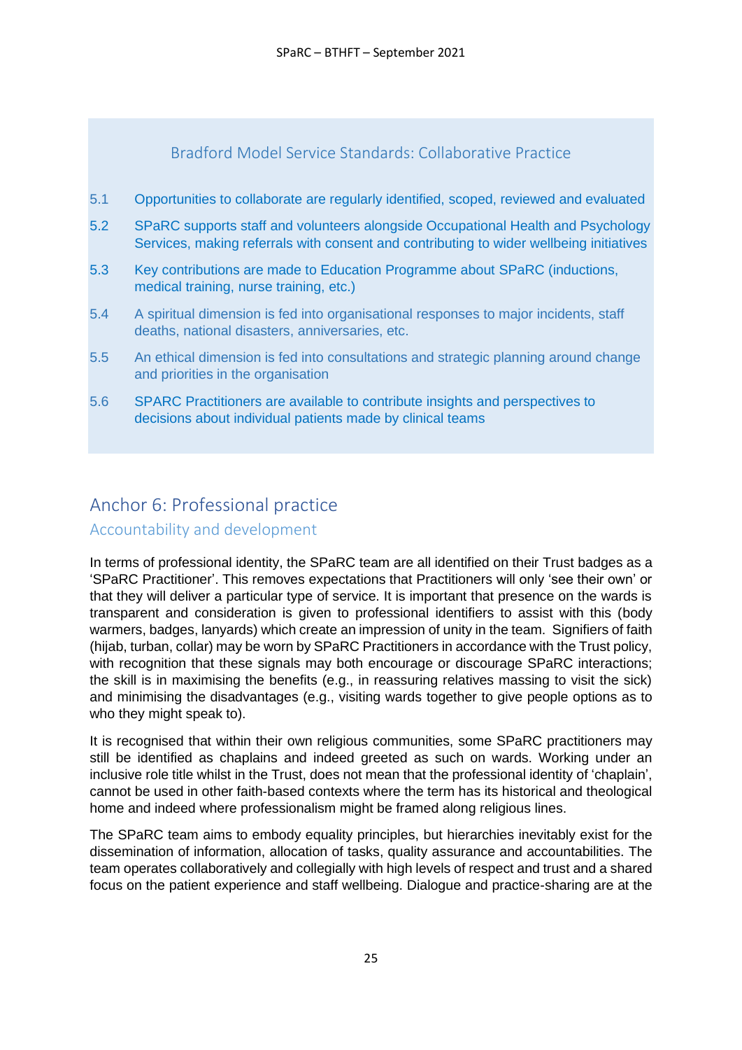### Bradford Model Service Standards: Collaborative Practice

5.1 Opportunities to collaborate are regularly identified, scoped, reviewed and evaluated

5.2 SPaRC supports staff and volunteers alongside Occupational Health and Psychology Services, making referrals with consent and contributing to wider wellbeing initiatives

5.3 Key contributions are made to Education Programme about SPaRC (inductions, medical training, nurse training, etc.)

5.4 A spiritual dimension is fed into organisational responses to major incidents, staff deaths, national disasters, anniversaries, etc.

5.5 An ethical dimension is fed into consultations and strategic planning around change and priorities in the organisation

5.6 SPARC Practitioners are available to contribute insights and perspectives to decisions about individual patients made by clinical teams

## Anchor 6: Professional practice

### Accountability and development

In terms of professional identity, the SPaRC team are all identified on their Trust badges as a 'SPaRC Practitioner'. This removes expectations that Practitioners will only 'see their own' or that they will deliver a particular type of service. It is important that presence on the wards is transparent and consideration is given to professional identifiers to assist with this (body warmers, badges, lanyards) which create an impression of unity in the team. Signifiers of faith (hijab, turban, collar) may be worn by SPaRC Practitioners in accordance with the Trust policy, with recognition that these signals may both encourage or discourage SPaRC interactions; the skill is in maximising the benefits (e.g., in reassuring relatives massing to visit the sick) and minimising the disadvantages (e.g., visiting wards together to give people options as to who they might speak to).

It is recognised that within their own religious communities, some SPaRC practitioners may still be identified as chaplains and indeed greeted as such on wards. Working under an inclusive role title whilst in the Trust, does not mean that the professional identity of 'chaplain', cannot be used in other faith-based contexts where the term has its historical and theological home and indeed where professionalism might be framed along religious lines.

The SPaRC team aims to embody equality principles, but hierarchies inevitably exist for the dissemination of information, allocation of tasks, quality assurance and accountabilities. The team operates collaboratively and collegially with high levels of respect and trust and a shared focus on the patient experience and staff wellbeing. Dialogue and practice-sharing are at the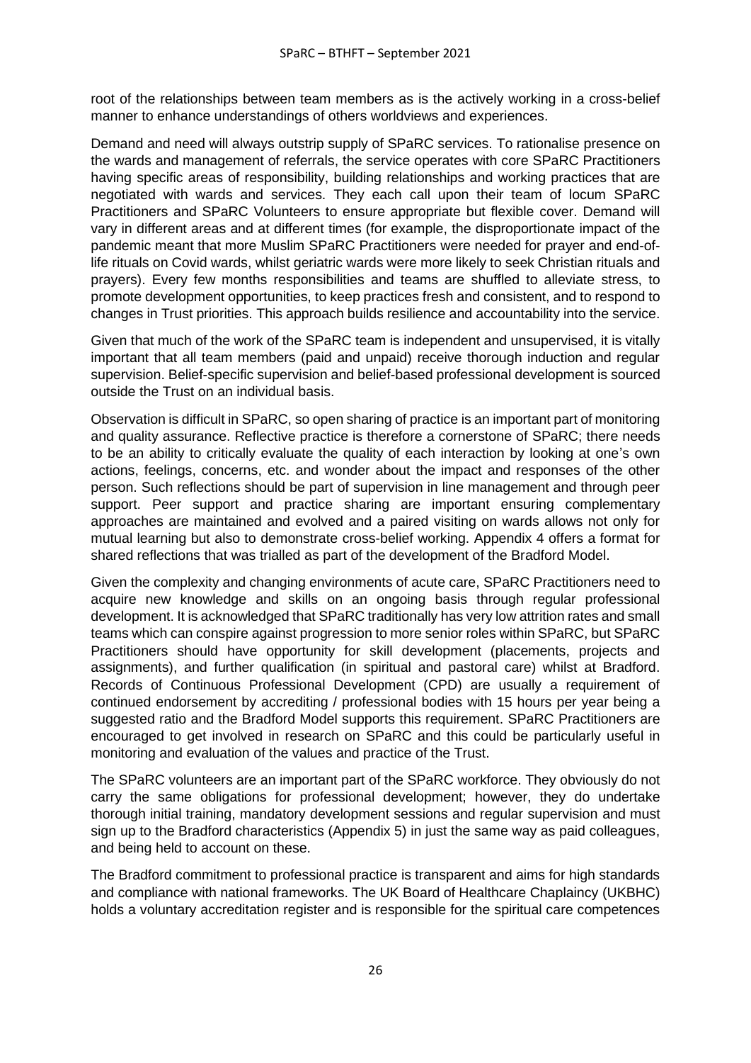root of the relationships between team members as is the actively working in a cross-belief manner to enhance understandings of others worldviews and experiences.

Demand and need will always outstrip supply of SPaRC services. To rationalise presence on the wards and management of referrals, the service operates with core SPaRC Practitioners having specific areas of responsibility, building relationships and working practices that are negotiated with wards and services. They each call upon their team of locum SPaRC Practitioners and SPaRC Volunteers to ensure appropriate but flexible cover. Demand will vary in different areas and at different times (for example, the disproportionate impact of the pandemic meant that more Muslim SPaRC Practitioners were needed for prayer and end-of-life rituals on Covid wards, whilst geriatric wards were more likely to seek Christian rituals and prayers). Every few months responsibilities and teams are shuffled to alleviate stress, to promote development opportunities, to keep practices fresh and consistent, and to respond to changes in Trust priorities. This approach builds resilience and accountability into the service.

Given that much of the work of the SPaRC team is independent and unsupervised, it is vitally important that all team members (paid and unpaid) receive thorough induction and regular supervision. Belief-specific supervision and belief-based professional development is sourced outside the Trust on an individual basis.

Observation is difficult in SPaRC, so open sharing of practice is an important part of monitoring and quality assurance. Reflective practice is therefore a cornerstone of SPaRC; there needs to be an ability to critically evaluate the quality of each interaction by looking at one's own actions, feelings, concerns, etc. and wonder about the impact and responses of the other person. Such reflections should be part of supervision in line management and through peer support. Peer support and practice sharing are important ensuring complementary approaches are maintained and evolved and a paired visiting on wards allows not only for mutual learning but also to demonstrate cross-belief working. Appendix 4 offers a format for shared reflections that was trialled as part of the development of the Bradford Model.

Given the complexity and changing environments of acute care, SPaRC Practitioners need to acquire new knowledge and skills on an ongoing basis through regular professional development. It is acknowledged that SPaRC traditionally has very low attrition rates and small teams which can conspire against progression to more senior roles within SPaRC, but SPaRC Practitioners should have opportunity for skill development (placements, projects and assignments), and further qualification (in spiritual and pastoral care) whilst at Bradford. Records of Continuous Professional Development (CPD) are usually a requirement of continued endorsement by accrediting / professional bodies with 15 hours per year being a suggested ratio and the Bradford Model supports this requirement. SPaRC Practitioners are encouraged to get involved in research on SPaRC and this could be particularly useful in monitoring and evaluation of the values and practice of the Trust.

The SPaRC volunteers are an important part of the SPaRC workforce. They obviously do not carry the same obligations for professional development; however, they do undertake thorough initial training, mandatory development sessions and regular supervision and must sign up to the Bradford characteristics (Appendix 5) in just the same way as paid colleagues, and being held to account on these.

The Bradford commitment to professional practice is transparent and aims for high standards and compliance with national frameworks. The UK Board of Healthcare Chaplaincy (UKBHC) holds a voluntary accreditation register and is responsible for the spiritual care competences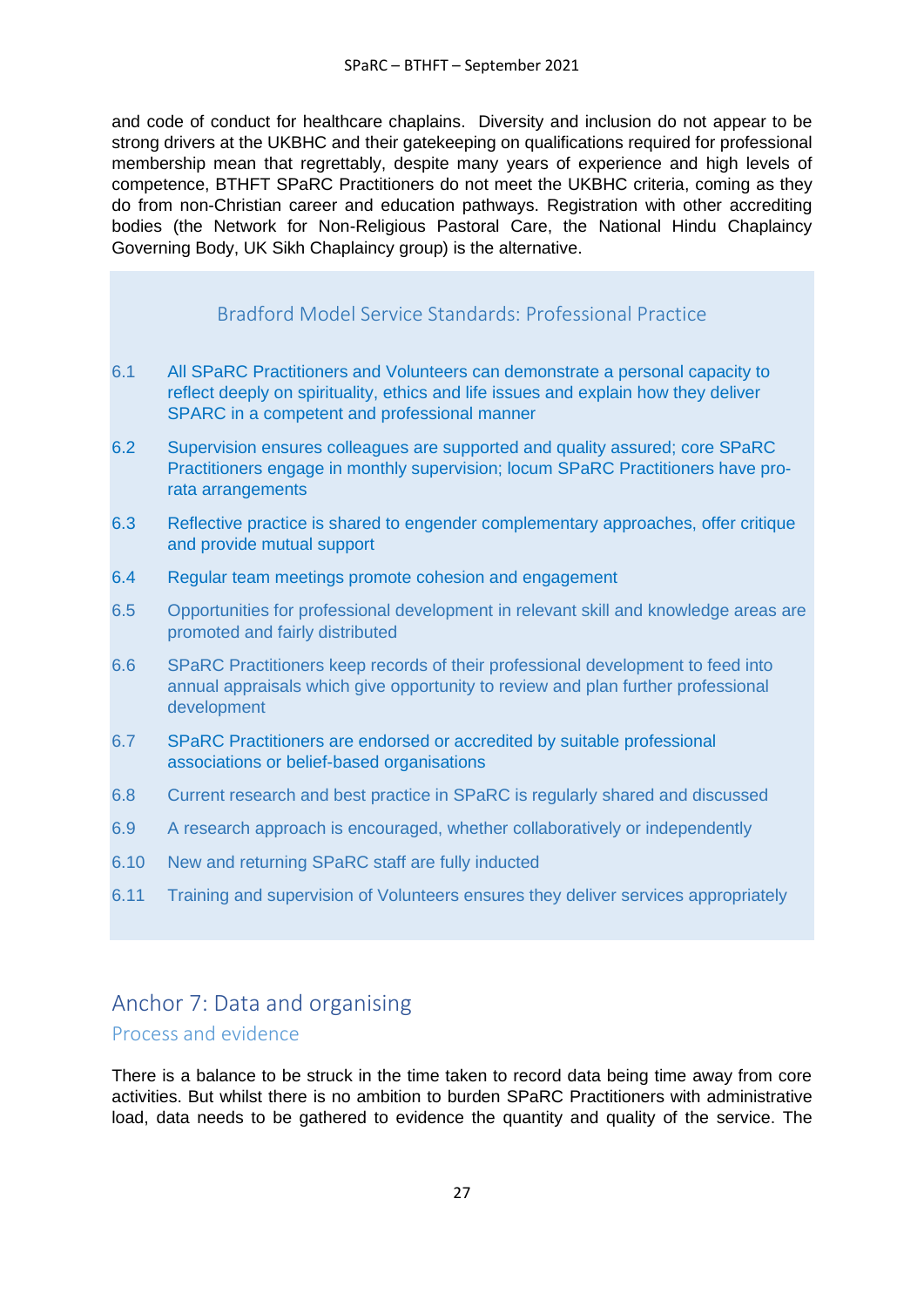and code of conduct for healthcare chaplains. Diversity and inclusion do not appear to be strong drivers at the UKBHC and their gatekeeping on qualifications required for professional membership mean that regrettably, despite many years of experience and high levels of competence, BTHFT SPaRC Practitioners do not meet the UKBHC criteria, coming as they do from non-Christian career and education pathways. Registration with other accrediting bodies (the Network for Non-Religious Pastoral Care, the National Hindu Chaplaincy Governing Body, UK Sikh Chaplaincy group) is the alternative.

### Bradford Model Service Standards: Professional Practice

6.1 All SPaRC Practitioners and Volunteers can demonstrate a personal capacity to reflect deeply on spirituality, ethics and life issues and explain how they deliver SPARC in a competent and professional manner

6.2 Supervision ensures colleagues are supported and quality assured; core SPaRC Practitioners engage in monthly supervision; locum SPaRC Practitioners have pro-rata arrangements

6.3 Reflective practice is shared to engender complementary approaches, offer critique and provide mutual support

6.4 Regular team meetings promote cohesion and engagement

6.5 Opportunities for professional development in relevant skill and knowledge areas are promoted and fairly distributed

6.6 SPaRC Practitioners keep records of their professional development to feed into annual appraisals which give opportunity to review and plan further professional development

6.7 SPaRC Practitioners are endorsed or accredited by suitable professional associations or belief-based organisations

6.8 Current research and best practice in SPaRC is regularly shared and discussed

6.9 A research approach is encouraged, whether collaboratively or independently

6.10 New and returning SPaRC staff are fully inducted

6.11 Training and supervision of Volunteers ensures they deliver services appropriately

## Anchor 7: Data and organising

### Process and evidence

There is a balance to be struck in the time taken to record data being time away from core activities. But whilst there is no ambition to burden SPaRC Practitioners with administrative load, data needs to be gathered to evidence the quantity and quality of the service. The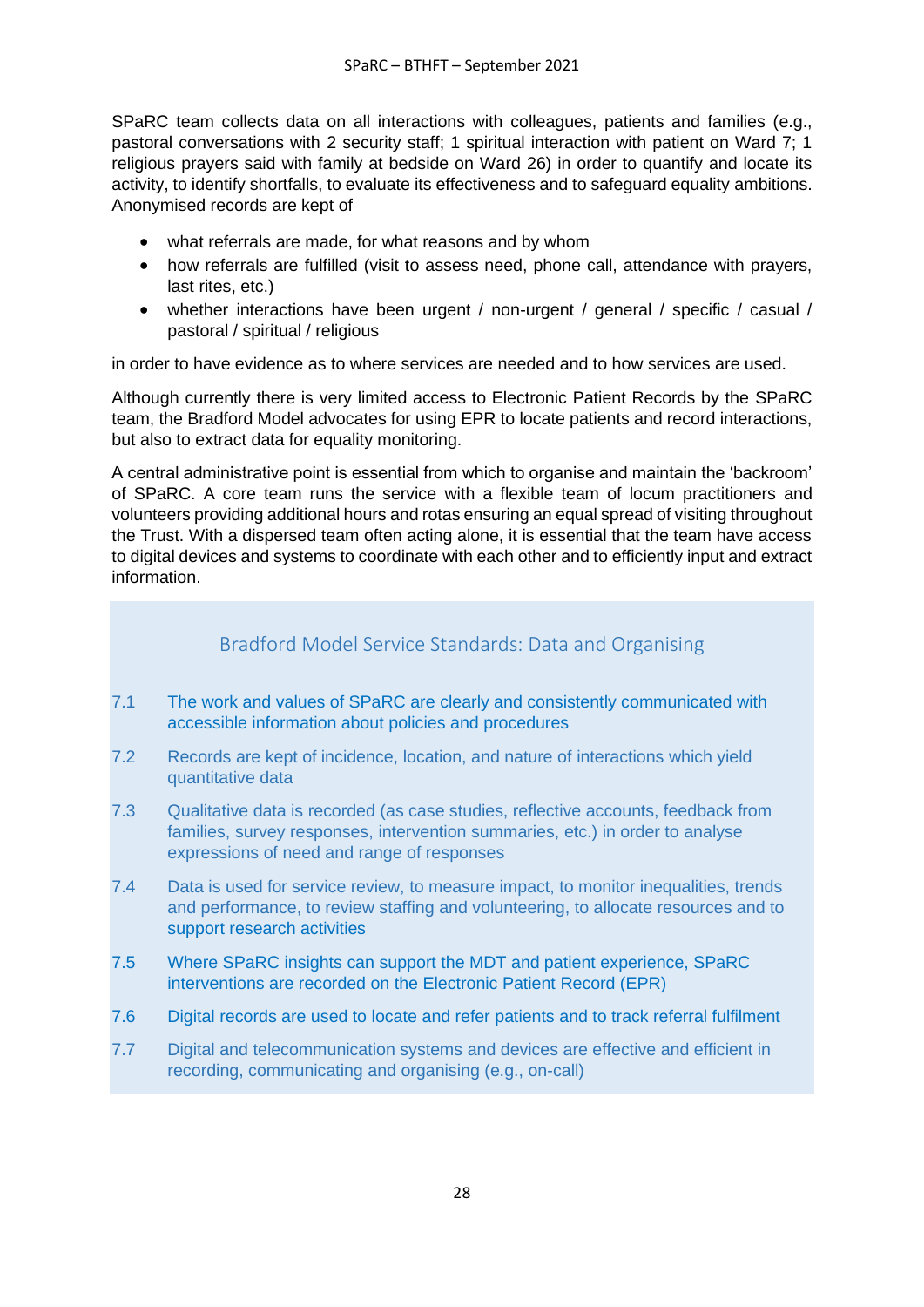SPaRC team collects data on all interactions with colleagues, patients and families (e.g., pastoral conversations with 2 security staff; 1 spiritual interaction with patient on Ward 7; 1 religious prayers said with family at bedside on Ward 26) in order to quantify and locate its activity, to identify shortfalls, to evaluate its effectiveness and to safeguard equality ambitions. Anonymised records are kept of

- what referrals are made, for what reasons and by whom
- how referrals are fulfilled (visit to assess need, phone call, attendance with prayers, last rites, etc.)
- whether interactions have been urgent / non-urgent / general / specific / casual / pastoral / spiritual / religious

in order to have evidence as to where services are needed and to how services are used.

Although currently there is very limited access to Electronic Patient Records by the SPaRC team, the Bradford Model advocates for using EPR to locate patients and record interactions, but also to extract data for equality monitoring.

A central administrative point is essential from which to organise and maintain the 'backroom' of SPaRC. A core team runs the service with a flexible team of locum practitioners and volunteers providing additional hours and rotas ensuring an equal spread of visiting throughout the Trust. With a dispersed team often acting alone, it is essential that the team have access to digital devices and systems to coordinate with each other and to efficiently input and extract information.

### Bradford Model Service Standards: Data and Organising

7.1 The work and values of SPaRC are clearly and consistently communicated with accessible information about policies and procedures

7.2 Records are kept of incidence, location, and nature of interactions which yield quantitative data

7.3 Qualitative data is recorded (as case studies, reflective accounts, feedback from families, survey responses, intervention summaries, etc.) in order to analyse expressions of need and range of responses

7.4 Data is used for service review, to measure impact, to monitor inequalities, trends and performance, to review staffing and volunteering, to allocate resources and to support research activities

7.5 Where SPaRC insights can support the MDT and patient experience, SPaRC interventions are recorded on the Electronic Patient Record (EPR)

7.6 Digital records are used to locate and refer patients and to track referral fulfilment

7.7 Digital and telecommunication systems and devices are effective and efficient in recording, communicating and organising (e.g., on-call)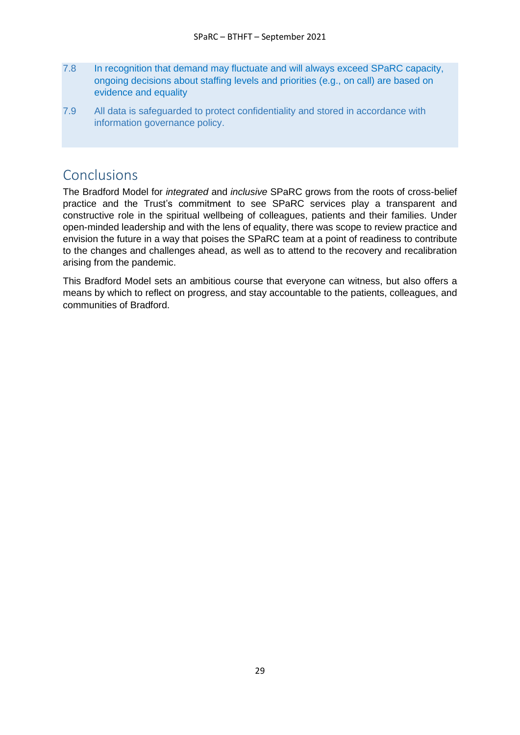7.8 In recognition that demand may fluctuate and will always exceed SPaRC capacity, ongoing decisions about staffing levels and priorities (e.g., on call) are based on evidence and equality

7.9 All data is safeguarded to protect confidentiality and stored in accordance with information governance policy.

## Conclusions

The Bradford Model for *integrated* and *inclusive* SPaRC grows from the roots of cross-belief practice and the Trust's commitment to see SPaRC services play a transparent and constructive role in the spiritual wellbeing of colleagues, patients and their families. Under open-minded leadership and with the lens of equality, there was scope to review practice and envision the future in a way that poises the SPaRC team at a point of readiness to contribute to the changes and challenges ahead, as well as to attend to the recovery and recalibration arising from the pandemic.

This Bradford Model sets an ambitious course that everyone can witness, but also offers a means by which to reflect on progress, and stay accountable to the patients, colleagues, and communities of Bradford.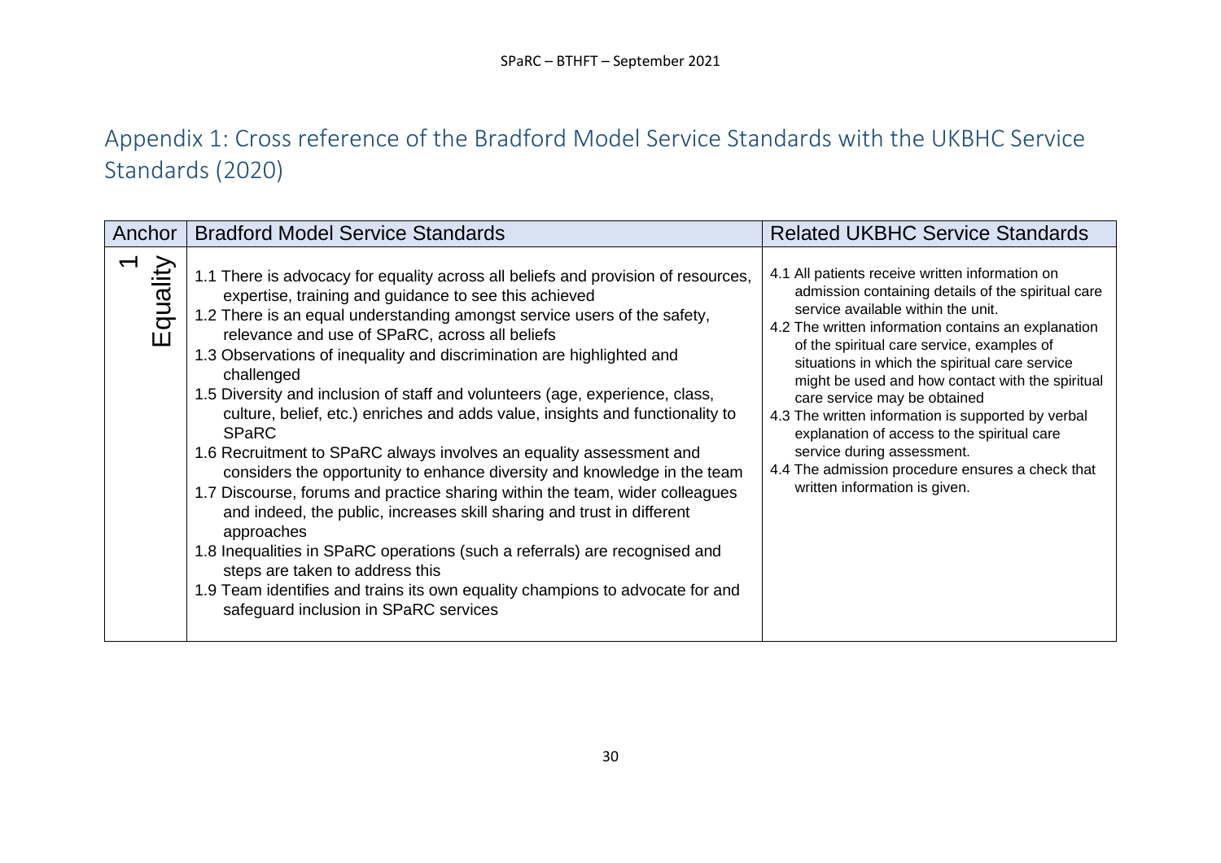## Appendix 1: Cross reference of the Bradford Model Service Standards with the UKBHC Service Standards (2020)

| Anchor | Bradford Model Service Standards | Related UKBHC Service Standards |
|---|---|---|
| 1 Equality | 1.1 There is advocacy for equality across all beliefs and provision of resources, expertise, training and guidance to see this achieved<br>1.2 There is an equal understanding amongst service users of the safety, relevance and use of SPaRC, across all beliefs<br>1.3 Observations of inequality and discrimination are highlighted and challenged<br>1.5 Diversity and inclusion of staff and volunteers (age, experience, class, culture, belief, etc.) enriches and adds value, insights and functionality to SPaRC<br>1.6 Recruitment to SPaRC always involves an equality assessment and considers the opportunity to enhance diversity and knowledge in the team<br>1.7 Discourse, forums and practice sharing within the team, wider colleagues and indeed, the public, increases skill sharing and trust in different approaches<br>1.8 Inequalities in SPaRC operations (such a referrals) are recognised and steps are taken to address this<br>1.9 Team identifies and trains its own equality champions to advocate for and safeguard inclusion in SPaRC services | 4.1 All patients receive written information on admission containing details of the spiritual care service available within the unit.<br>4.2 The written information contains an explanation of the spiritual care service, examples of situations in which the spiritual care service might be used and how contact with the spiritual care service may be obtained<br>4.3 The written information is supported by verbal explanation of access to the spiritual care service during assessment.<br>4.4 The admission procedure ensures a check that written information is given. |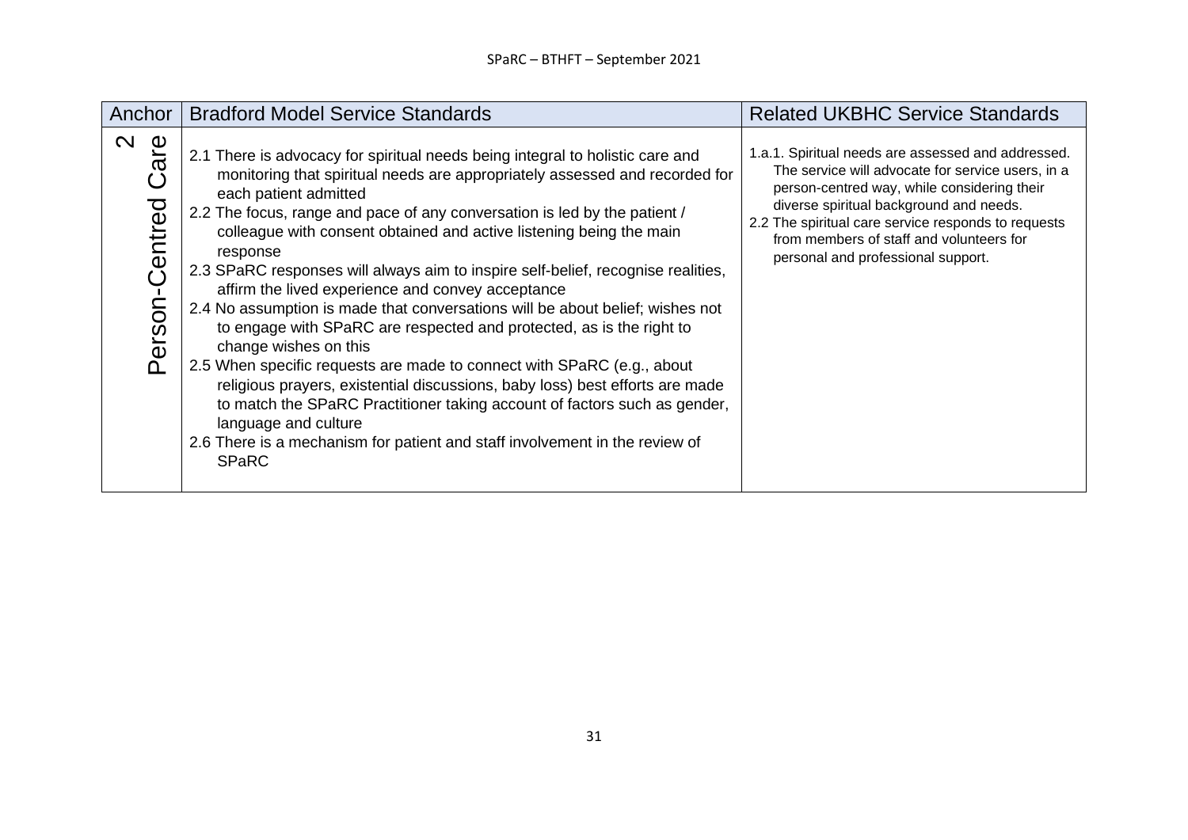| Anchor | Bradford Model Service Standards | Related UKBHC Service Standards |
|---|---|---|
| 2 Person-Centred Care | 2.1 There is advocacy for spiritual needs being integral to holistic care and monitoring that spiritual needs are appropriately assessed and recorded for each patient admitted<br>2.2 The focus, range and pace of any conversation is led by the patient / colleague with consent obtained and active listening being the main response<br>2.3 SPaRC responses will always aim to inspire self-belief, recognise realities, affirm the lived experience and convey acceptance<br>2.4 No assumption is made that conversations will be about belief; wishes not to engage with SPaRC are respected and protected, as is the right to change wishes on this<br>2.5 When specific requests are made to connect with SPaRC (e.g., about religious prayers, existential discussions, baby loss) best efforts are made to match the SPaRC Practitioner taking account of factors such as gender, language and culture<br>2.6 There is a mechanism for patient and staff involvement in the review of SPaRC | 1.a.1. Spiritual needs are assessed and addressed. The service will advocate for service users, in a person-centred way, while considering their diverse spiritual background and needs.<br>2.2 The spiritual care service responds to requests from members of staff and volunteers for personal and professional support. |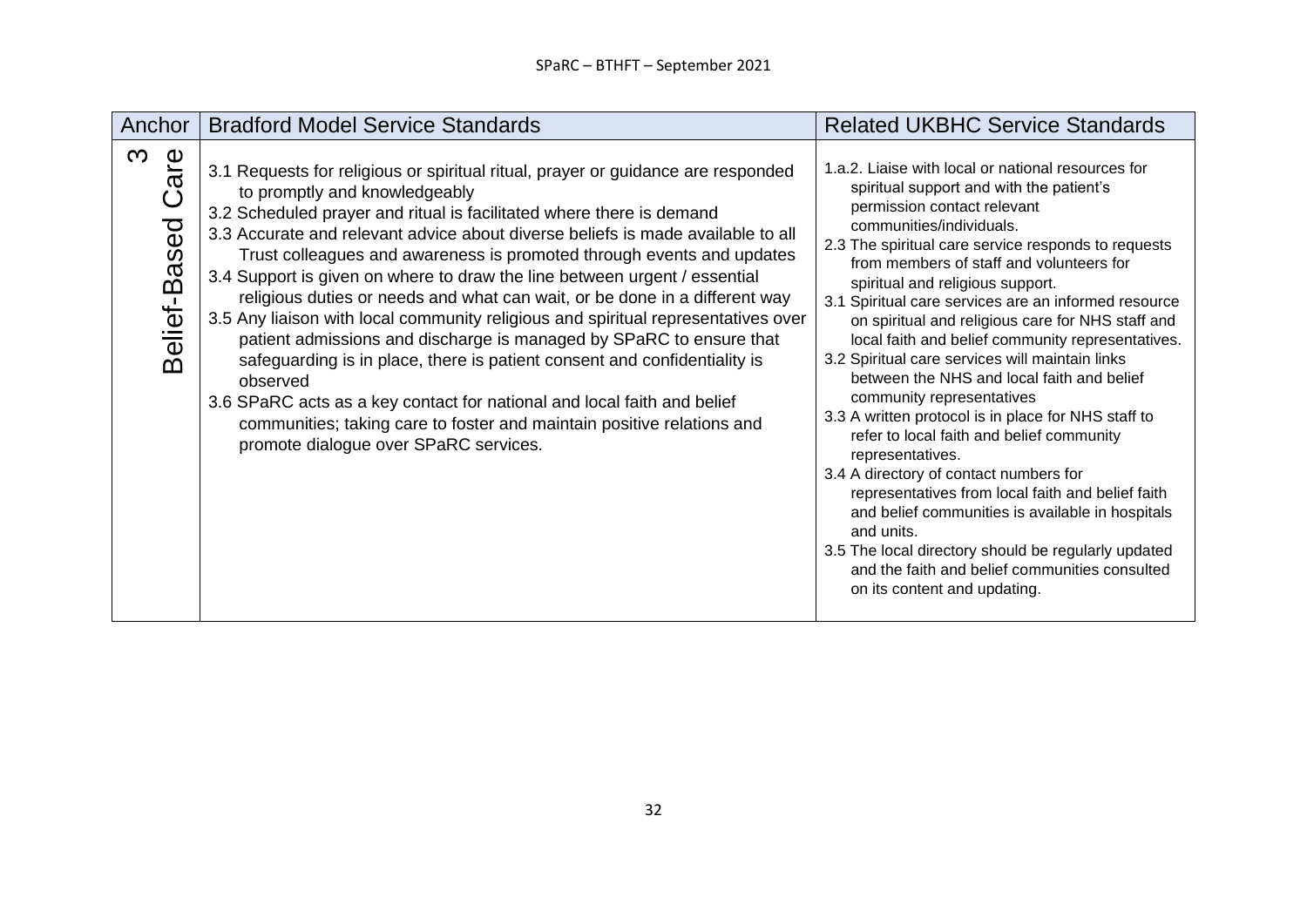| Anchor | Bradford Model Service Standards | Related UKBHC Service Standards |
|---|---|---|
| 3 Belief-Based Care | 3.1 Requests for religious or spiritual ritual, prayer or guidance are responded to promptly and knowledgeably<br>3.2 Scheduled prayer and ritual is facilitated where there is demand<br>3.3 Accurate and relevant advice about diverse beliefs is made available to all Trust colleagues and awareness is promoted through events and updates<br>3.4 Support is given on where to draw the line between urgent / essential religious duties or needs and what can wait, or be done in a different way<br>3.5 Any liaison with local community religious and spiritual representatives over patient admissions and discharge is managed by SPaRC to ensure that safeguarding is in place, there is patient consent and confidentiality is observed<br>3.6 SPaRC acts as a key contact for national and local faith and belief communities; taking care to foster and maintain positive relations and promote dialogue over SPaRC services. | 1.a.2. Liaise with local or national resources for spiritual support and with the patient's permission contact relevant communities/individuals.<br>2.3 The spiritual care service responds to requests from members of staff and volunteers for spiritual and religious support.<br>3.1 Spiritual care services are an informed resource on spiritual and religious care for NHS staff and local faith and belief community representatives.<br>3.2 Spiritual care services will maintain links between the NHS and local faith and belief community representatives<br>3.3 A written protocol is in place for NHS staff to refer to local faith and belief community representatives.<br>3.4 A directory of contact numbers for representatives from local faith and belief faith and belief communities is available in hospitals and units.<br>3.5 The local directory should be regularly updated and the faith and belief communities consulted on its content and updating. |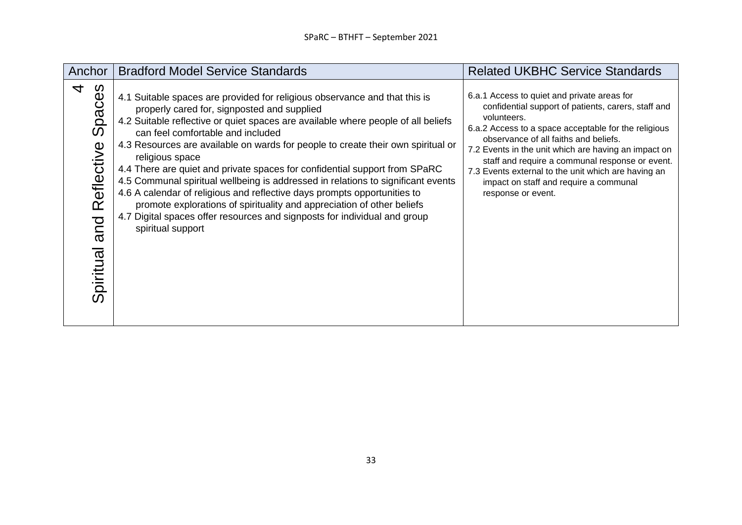| Anchor | Bradford Model Service Standards | Related UKBHC Service Standards |
|---|---|---|
| 4 Spiritual and Reflective Spaces | 4.1 Suitable spaces are provided for religious observance and that this is properly cared for, signposted and supplied<br>4.2 Suitable reflective or quiet spaces are available where people of all beliefs can feel comfortable and included<br>4.3 Resources are available on wards for people to create their own spiritual or religious space<br>4.4 There are quiet and private spaces for confidential support from SPaRC<br>4.5 Communal spiritual wellbeing is addressed in relations to significant events<br>4.6 A calendar of religious and reflective days prompts opportunities to promote explorations of spirituality and appreciation of other beliefs<br>4.7 Digital spaces offer resources and signposts for individual and group spiritual support | 6.a.1 Access to quiet and private areas for confidential support of patients, carers, staff and volunteers.<br>6.a.2 Access to a space acceptable for the religious observance of all faiths and beliefs.<br>7.2 Events in the unit which are having an impact on staff and require a communal response or event.<br>7.3 Events external to the unit which are having an impact on staff and require a communal response or event. |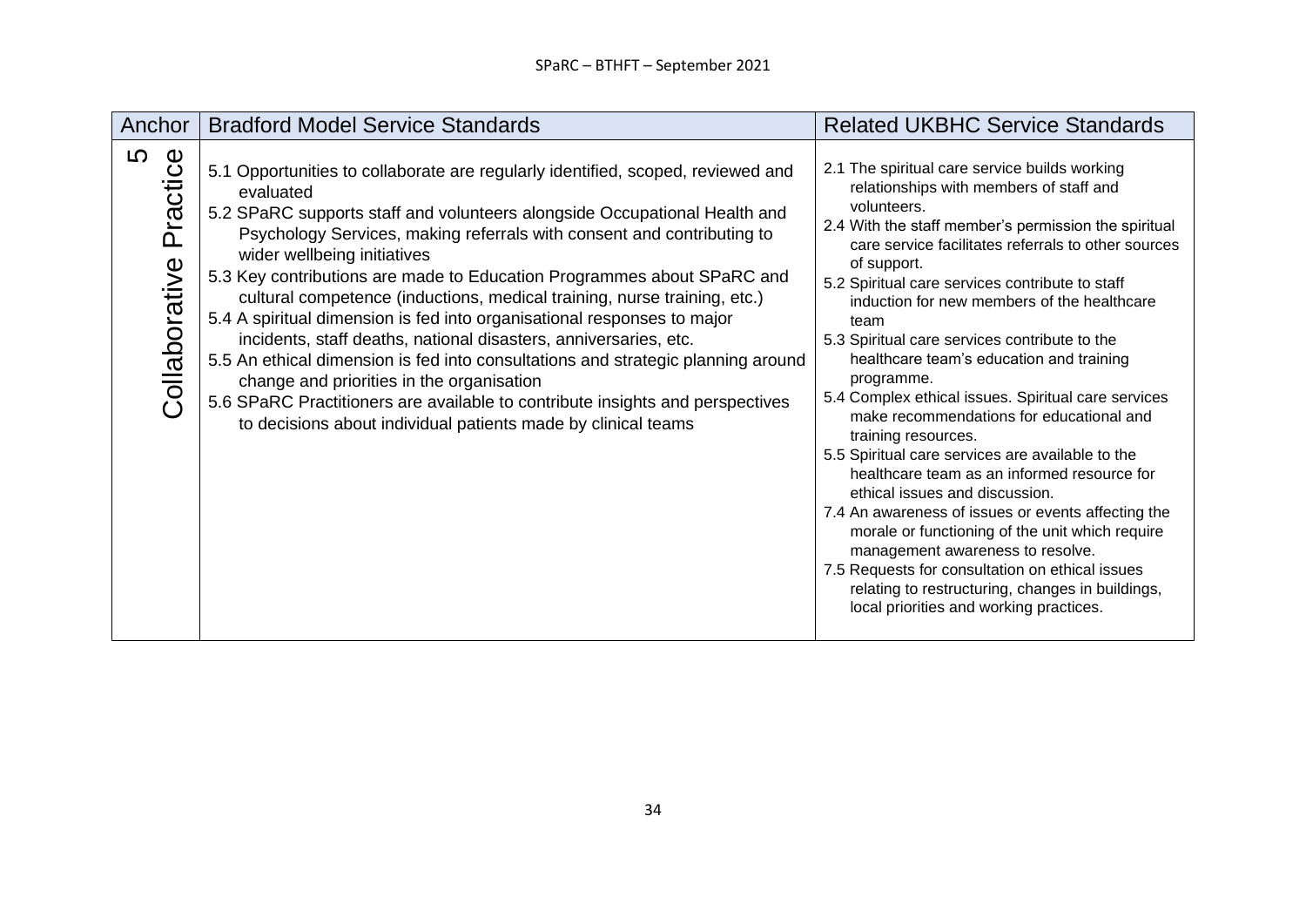| Anchor | Bradford Model Service Standards | Related UKBHC Service Standards |
|---|---|---|
| 5 Collaborative Practice | 5.1 Opportunities to collaborate are regularly identified, scoped, reviewed and evaluated<br>5.2 SPaRC supports staff and volunteers alongside Occupational Health and Psychology Services, making referrals with consent and contributing to wider wellbeing initiatives<br>5.3 Key contributions are made to Education Programmes about SPaRC and cultural competence (inductions, medical training, nurse training, etc.)<br>5.4 A spiritual dimension is fed into organisational responses to major incidents, staff deaths, national disasters, anniversaries, etc.<br>5.5 An ethical dimension is fed into consultations and strategic planning around change and priorities in the organisation<br>5.6 SPaRC Practitioners are available to contribute insights and perspectives to decisions about individual patients made by clinical teams | 2.1 The spiritual care service builds working relationships with members of staff and volunteers.<br>2.4 With the staff member's permission the spiritual care service facilitates referrals to other sources of support.<br>5.2 Spiritual care services contribute to staff induction for new members of the healthcare team<br>5.3 Spiritual care services contribute to the healthcare team's education and training programme.<br>5.4 Complex ethical issues. Spiritual care services make recommendations for educational and training resources.<br>5.5 Spiritual care services are available to the healthcare team as an informed resource for ethical issues and discussion.<br>7.4 An awareness of issues or events affecting the morale or functioning of the unit which require management awareness to resolve.<br>7.5 Requests for consultation on ethical issues relating to restructuring, changes in buildings, local priorities and working practices. |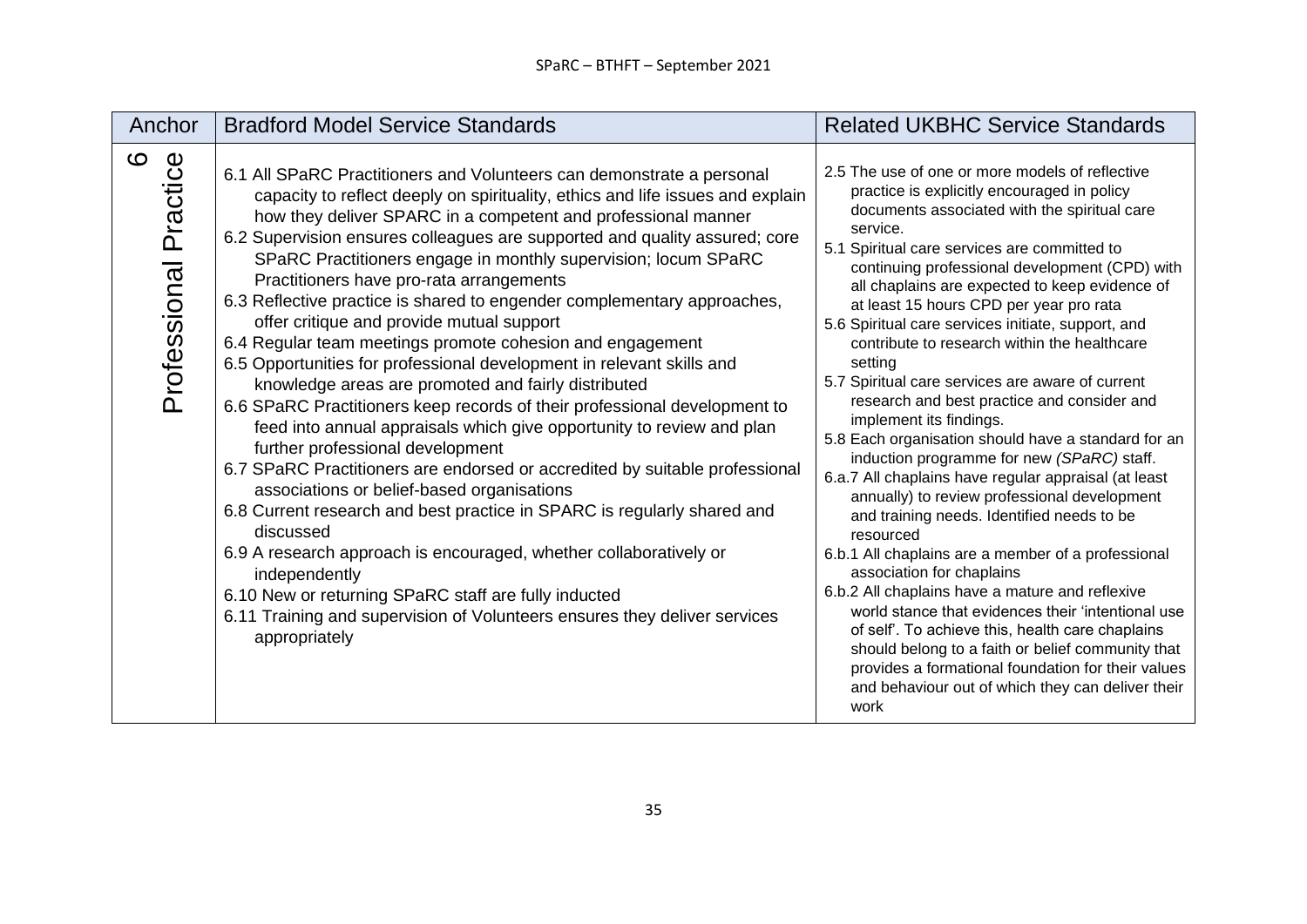| Anchor | Bradford Model Service Standards | Related UKBHC Service Standards |
|---|---|---|
| 6 Professional Practice | 6.1 All SPaRC Practitioners and Volunteers can demonstrate a personal capacity to reflect deeply on spirituality, ethics and life issues and explain how they deliver SPARC in a competent and professional manner<br>6.2 Supervision ensures colleagues are supported and quality assured; core SPaRC Practitioners engage in monthly supervision; locum SPaRC Practitioners have pro-rata arrangements<br>6.3 Reflective practice is shared to engender complementary approaches, offer critique and provide mutual support<br>6.4 Regular team meetings promote cohesion and engagement<br>6.5 Opportunities for professional development in relevant skills and knowledge areas are promoted and fairly distributed<br>6.6 SPaRC Practitioners keep records of their professional development to feed into annual appraisals which give opportunity to review and plan further professional development<br>6.7 SPaRC Practitioners are endorsed or accredited by suitable professional associations or belief-based organisations<br>6.8 Current research and best practice in SPARC is regularly shared and discussed<br>6.9 A research approach is encouraged, whether collaboratively or independently<br>6.10 New or returning SPaRC staff are fully inducted<br>6.11 Training and supervision of Volunteers ensures they deliver services appropriately | 2.5 The use of one or more models of reflective practice is explicitly encouraged in policy documents associated with the spiritual care service.<br>5.1 Spiritual care services are committed to continuing professional development (CPD) with all chaplains are expected to keep evidence of at least 15 hours CPD per year pro rata<br>5.6 Spiritual care services initiate, support, and contribute to research within the healthcare setting<br>5.7 Spiritual care services are aware of current research and best practice and consider and implement its findings.<br>5.8 Each organisation should have a standard for an induction programme for new *(SPaRC)* staff.<br>6.a.7 All chaplains have regular appraisal (at least annually) to review professional development and training needs. Identified needs to be resourced<br>6.b.1 All chaplains are a member of a professional association for chaplains<br>6.b.2 All chaplains have a mature and reflexive world stance that evidences their 'intentional use of self'. To achieve this, health care chaplains should belong to a faith or belief community that provides a formational foundation for their values and behaviour out of which they can deliver their work |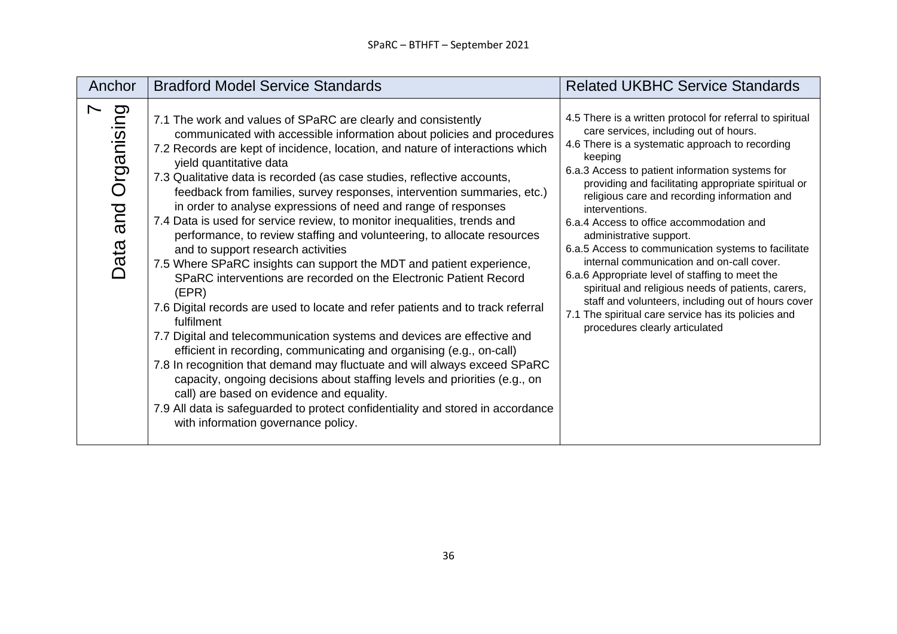| Anchor | Bradford Model Service Standards | Related UKBHC Service Standards |
|---|---|---|
| 7 Data and Organising | 7.1 The work and values of SPaRC are clearly and consistently communicated with accessible information about policies and procedures<br>7.2 Records are kept of incidence, location, and nature of interactions which yield quantitative data<br>7.3 Qualitative data is recorded (as case studies, reflective accounts, feedback from families, survey responses, intervention summaries, etc.) in order to analyse expressions of need and range of responses<br>7.4 Data is used for service review, to monitor inequalities, trends and performance, to review staffing and volunteering, to allocate resources and to support research activities<br>7.5 Where SPaRC insights can support the MDT and patient experience, SPaRC interventions are recorded on the Electronic Patient Record (EPR)<br>7.6 Digital records are used to locate and refer patients and to track referral fulfilment<br>7.7 Digital and telecommunication systems and devices are effective and efficient in recording, communicating and organising (e.g., on-call)<br>7.8 In recognition that demand may fluctuate and will always exceed SPaRC capacity, ongoing decisions about staffing levels and priorities (e.g., on call) are based on evidence and equality.<br>7.9 All data is safeguarded to protect confidentiality and stored in accordance with information governance policy. | 4.5 There is a written protocol for referral to spiritual care services, including out of hours.<br>4.6 There is a systematic approach to recording keeping<br>6.a.3 Access to patient information systems for providing and facilitating appropriate spiritual or religious care and recording information and interventions.<br>6.a.4 Access to office accommodation and administrative support.<br>6.a.5 Access to communication systems to facilitate internal communication and on-call cover.<br>6.a.6 Appropriate level of staffing to meet the spiritual and religious needs of patients, carers, staff and volunteers, including out of hours cover<br>7.1 The spiritual care service has its policies and procedures clearly articulated |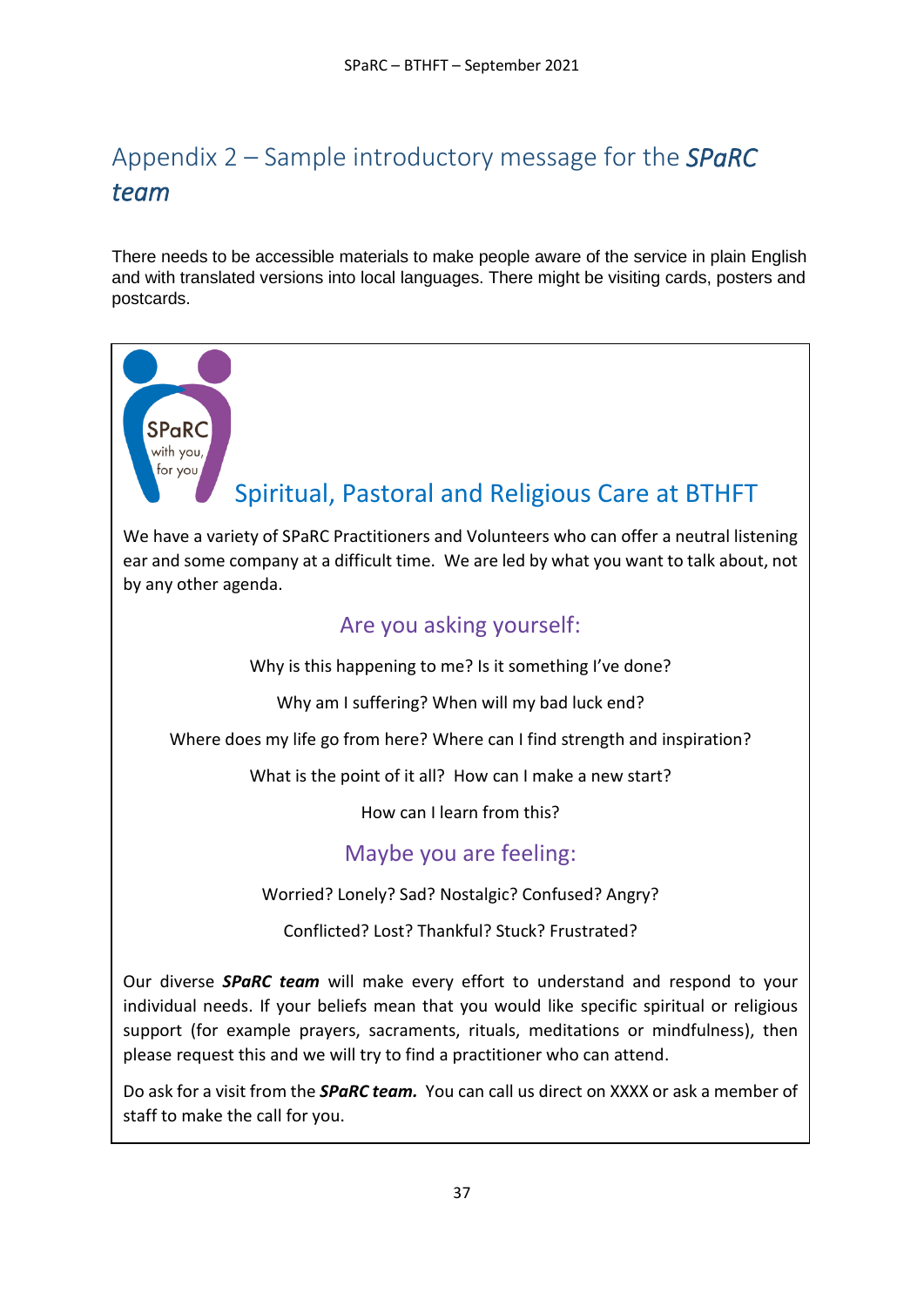## Appendix 2 – Sample introductory message for the ***SPaRC team***

There needs to be accessible materials to make people aware of the service in plain English and with translated versions into local languages. There might be visiting cards, posters and postcards.

SPaRC with you, for you

### Spiritual, Pastoral and Religious Care at BTHFT

We have a variety of SPaRC Practitioners and Volunteers who can offer a neutral listening ear and some company at a difficult time. We are led by what you want to talk about, not by any other agenda.

#### Are you asking yourself:

Why is this happening to me? Is it something I've done?

Why am I suffering? When will my bad luck end?

Where does my life go from here? Where can I find strength and inspiration?

What is the point of it all? How can I make a new start?

How can I learn from this?

#### Maybe you are feeling:

Worried? Lonely? Sad? Nostalgic? Confused? Angry?

Conflicted? Lost? Thankful? Stuck? Frustrated?

Our diverse ***SPaRC team*** will make every effort to understand and respond to your individual needs. If your beliefs mean that you would like specific spiritual or religious support (for example prayers, sacraments, rituals, meditations or mindfulness), then please request this and we will try to find a practitioner who can attend.

Do ask for a visit from the ***SPaRC team.*** You can call us direct on XXXX or ask a member of staff to make the call for you.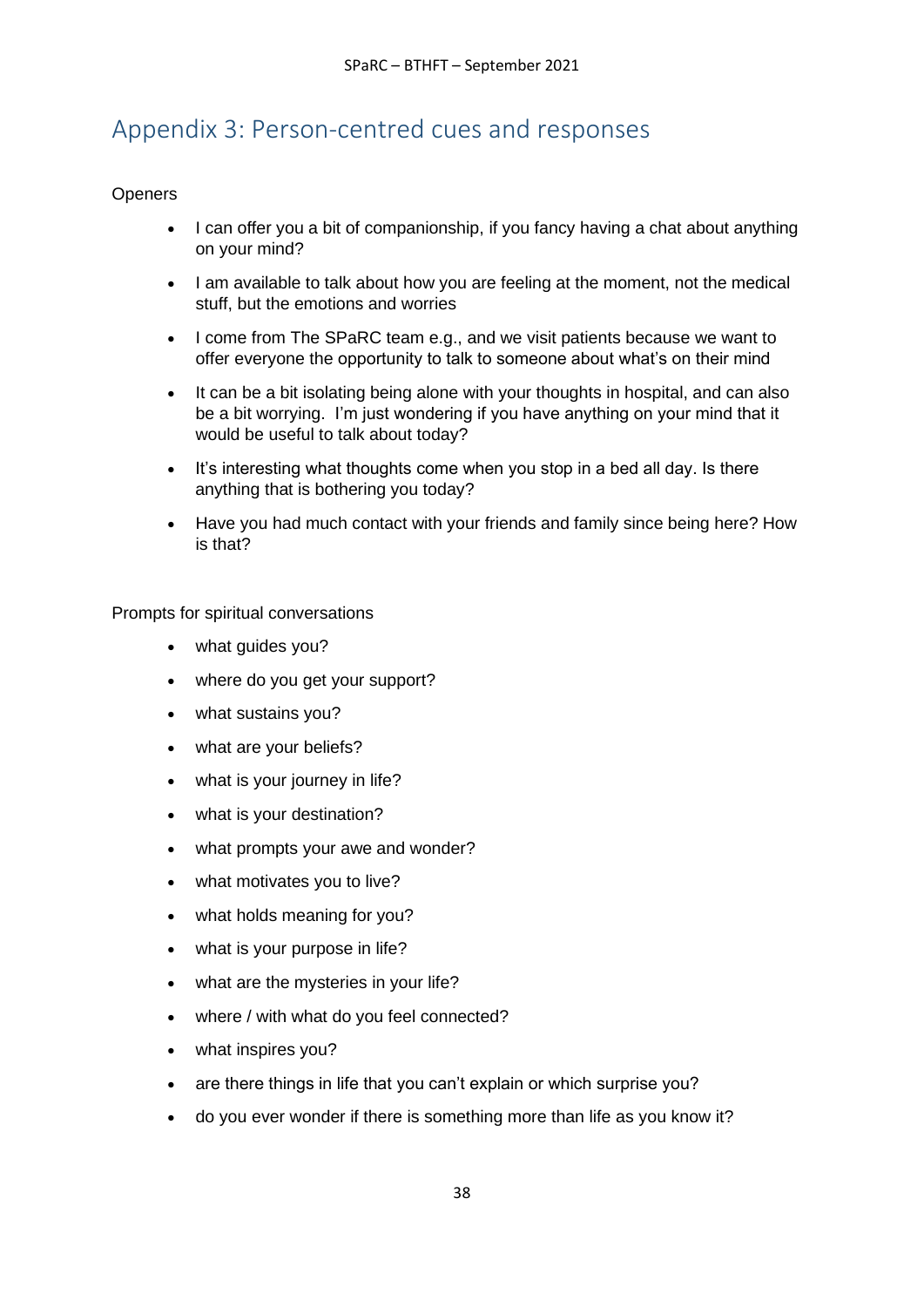# Appendix 3: Person-centred cues and responses

Openers

- I can offer you a bit of companionship, if you fancy having a chat about anything on your mind?
- I am available to talk about how you are feeling at the moment, not the medical stuff, but the emotions and worries
- I come from The SPaRC team e.g., and we visit patients because we want to offer everyone the opportunity to talk to someone about what's on their mind
- It can be a bit isolating being alone with your thoughts in hospital, and can also be a bit worrying. I'm just wondering if you have anything on your mind that it would be useful to talk about today?
- It's interesting what thoughts come when you stop in a bed all day. Is there anything that is bothering you today?
- Have you had much contact with your friends and family since being here? How is that?

Prompts for spiritual conversations

- what guides you?
- where do you get your support?
- what sustains you?
- what are your beliefs?
- what is your journey in life?
- what is your destination?
- what prompts your awe and wonder?
- what motivates you to live?
- what holds meaning for you?
- what is your purpose in life?
- what are the mysteries in your life?
- where / with what do you feel connected?
- what inspires you?
- are there things in life that you can't explain or which surprise you?
- do you ever wonder if there is something more than life as you know it?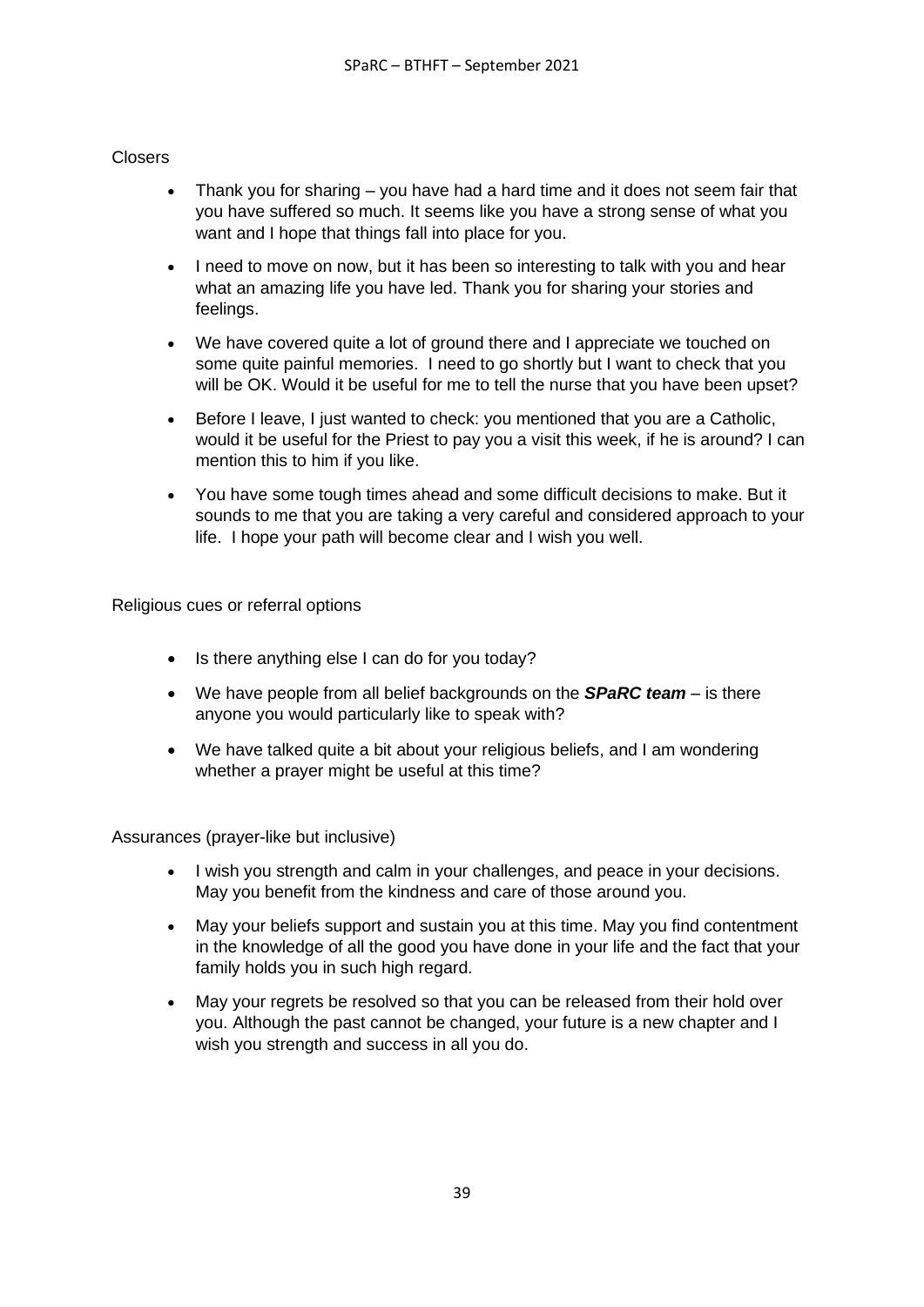Closers

- Thank you for sharing – you have had a hard time and it does not seem fair that you have suffered so much. It seems like you have a strong sense of what you want and I hope that things fall into place for you.
- I need to move on now, but it has been so interesting to talk with you and hear what an amazing life you have led. Thank you for sharing your stories and feelings.
- We have covered quite a lot of ground there and I appreciate we touched on some quite painful memories. I need to go shortly but I want to check that you will be OK. Would it be useful for me to tell the nurse that you have been upset?
- Before I leave, I just wanted to check: you mentioned that you are a Catholic, would it be useful for the Priest to pay you a visit this week, if he is around? I can mention this to him if you like.
- You have some tough times ahead and some difficult decisions to make. But it sounds to me that you are taking a very careful and considered approach to your life. I hope your path will become clear and I wish you well.

Religious cues or referral options

- Is there anything else I can do for you today?
- We have people from all belief backgrounds on the ***SPaRC team*** – is there anyone you would particularly like to speak with?
- We have talked quite a bit about your religious beliefs, and I am wondering whether a prayer might be useful at this time?

Assurances (prayer-like but inclusive)

- I wish you strength and calm in your challenges, and peace in your decisions. May you benefit from the kindness and care of those around you.
- May your beliefs support and sustain you at this time. May you find contentment in the knowledge of all the good you have done in your life and the fact that your family holds you in such high regard.
- May your regrets be resolved so that you can be released from their hold over you. Although the past cannot be changed, your future is a new chapter and I wish you strength and success in all you do.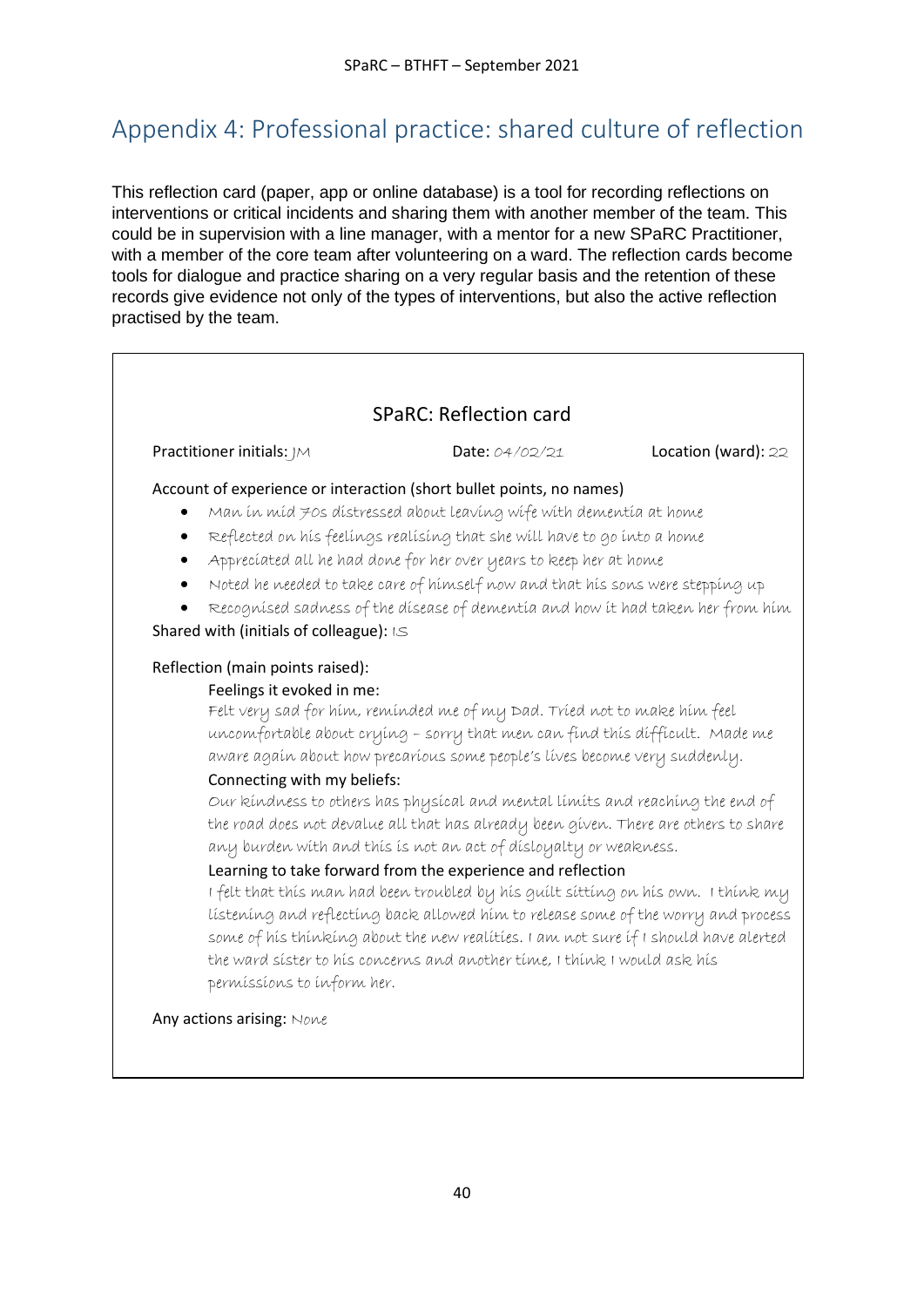## Appendix 4: Professional practice: shared culture of reflection

This reflection card (paper, app or online database) is a tool for recording reflections on interventions or critical incidents and sharing them with another member of the team. This could be in supervision with a line manager, with a mentor for a new SPaRC Practitioner, with a member of the core team after volunteering on a ward. The reflection cards become tools for dialogue and practice sharing on a very regular basis and the retention of these records give evidence not only of the types of interventions, but also the active reflection practised by the team.

### SPaRC: Reflection card

Practitioner initials: JM    Date: 04/02/21    Location (ward): 22

Account of experience or interaction (short bullet points, no names)

- Man in mid 70s distressed about leaving wife with dementia at home
- Reflected on his feelings realising that she will have to go into a home
- Appreciated all he had done for her over years to keep her at home
- Noted he needed to take care of himself now and that his sons were stepping up
- Recognised sadness of the disease of dementia and how it had taken her from him

Shared with (initials of colleague): IS

Reflection (main points raised):

Feelings it evoked in me:

Felt very sad for him, reminded me of my Dad. Tried not to make him feel uncomfortable about crying – sorry that men can find this difficult. Made me aware again about how precarious some people's lives become very suddenly.

Connecting with my beliefs:

Our kindness to others has physical and mental limits and reaching the end of the road does not devalue all that has already been given. There are others to share any burden with and this is not an act of disloyalty or weakness.

Learning to take forward from the experience and reflection

I felt that this man had been troubled by his guilt sitting on his own. I think my listening and reflecting back allowed him to release some of the worry and process some of his thinking about the new realities. I am not sure if I should have alerted the ward sister to his concerns and another time, I think I would ask his permissions to inform her.

Any actions arising: None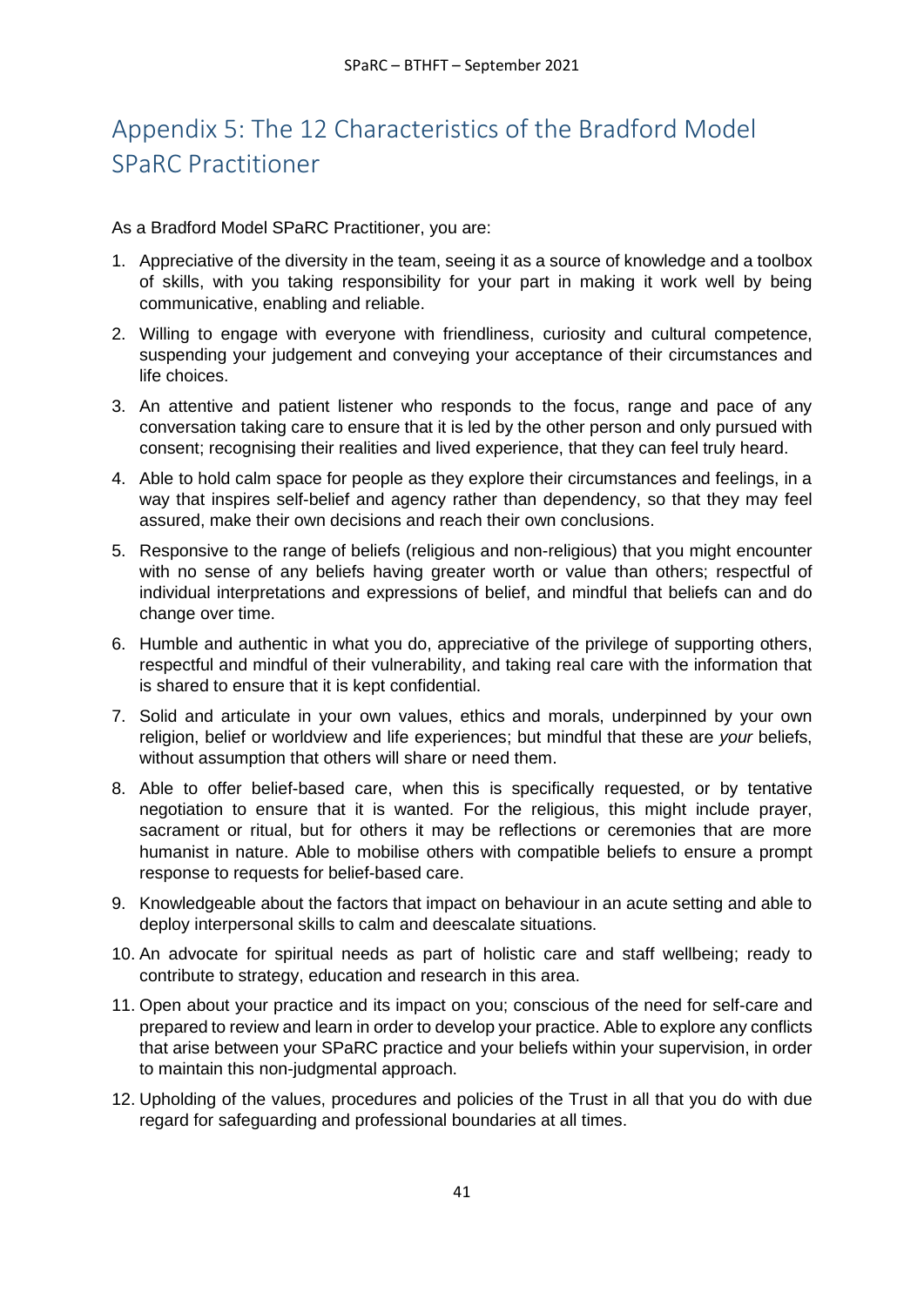# Appendix 5: The 12 Characteristics of the Bradford Model SPaRC Practitioner

As a Bradford Model SPaRC Practitioner, you are:

1. Appreciative of the diversity in the team, seeing it as a source of knowledge and a toolbox of skills, with you taking responsibility for your part in making it work well by being communicative, enabling and reliable.
2. Willing to engage with everyone with friendliness, curiosity and cultural competence, suspending your judgement and conveying your acceptance of their circumstances and life choices.
3. An attentive and patient listener who responds to the focus, range and pace of any conversation taking care to ensure that it is led by the other person and only pursued with consent; recognising their realities and lived experience, that they can feel truly heard.
4. Able to hold calm space for people as they explore their circumstances and feelings, in a way that inspires self-belief and agency rather than dependency, so that they may feel assured, make their own decisions and reach their own conclusions.
5. Responsive to the range of beliefs (religious and non-religious) that you might encounter with no sense of any beliefs having greater worth or value than others; respectful of individual interpretations and expressions of belief, and mindful that beliefs can and do change over time.
6. Humble and authentic in what you do, appreciative of the privilege of supporting others, respectful and mindful of their vulnerability, and taking real care with the information that is shared to ensure that it is kept confidential.
7. Solid and articulate in your own values, ethics and morals, underpinned by your own religion, belief or worldview and life experiences; but mindful that these are *your* beliefs, without assumption that others will share or need them.
8. Able to offer belief-based care, when this is specifically requested, or by tentative negotiation to ensure that it is wanted. For the religious, this might include prayer, sacrament or ritual, but for others it may be reflections or ceremonies that are more humanist in nature. Able to mobilise others with compatible beliefs to ensure a prompt response to requests for belief-based care.
9. Knowledgeable about the factors that impact on behaviour in an acute setting and able to deploy interpersonal skills to calm and deescalate situations.
10. An advocate for spiritual needs as part of holistic care and staff wellbeing; ready to contribute to strategy, education and research in this area.
11. Open about your practice and its impact on you; conscious of the need for self-care and prepared to review and learn in order to develop your practice. Able to explore any conflicts that arise between your SPaRC practice and your beliefs within your supervision, in order to maintain this non-judgmental approach.
12. Upholding of the values, procedures and policies of the Trust in all that you do with due regard for safeguarding and professional boundaries at all times.